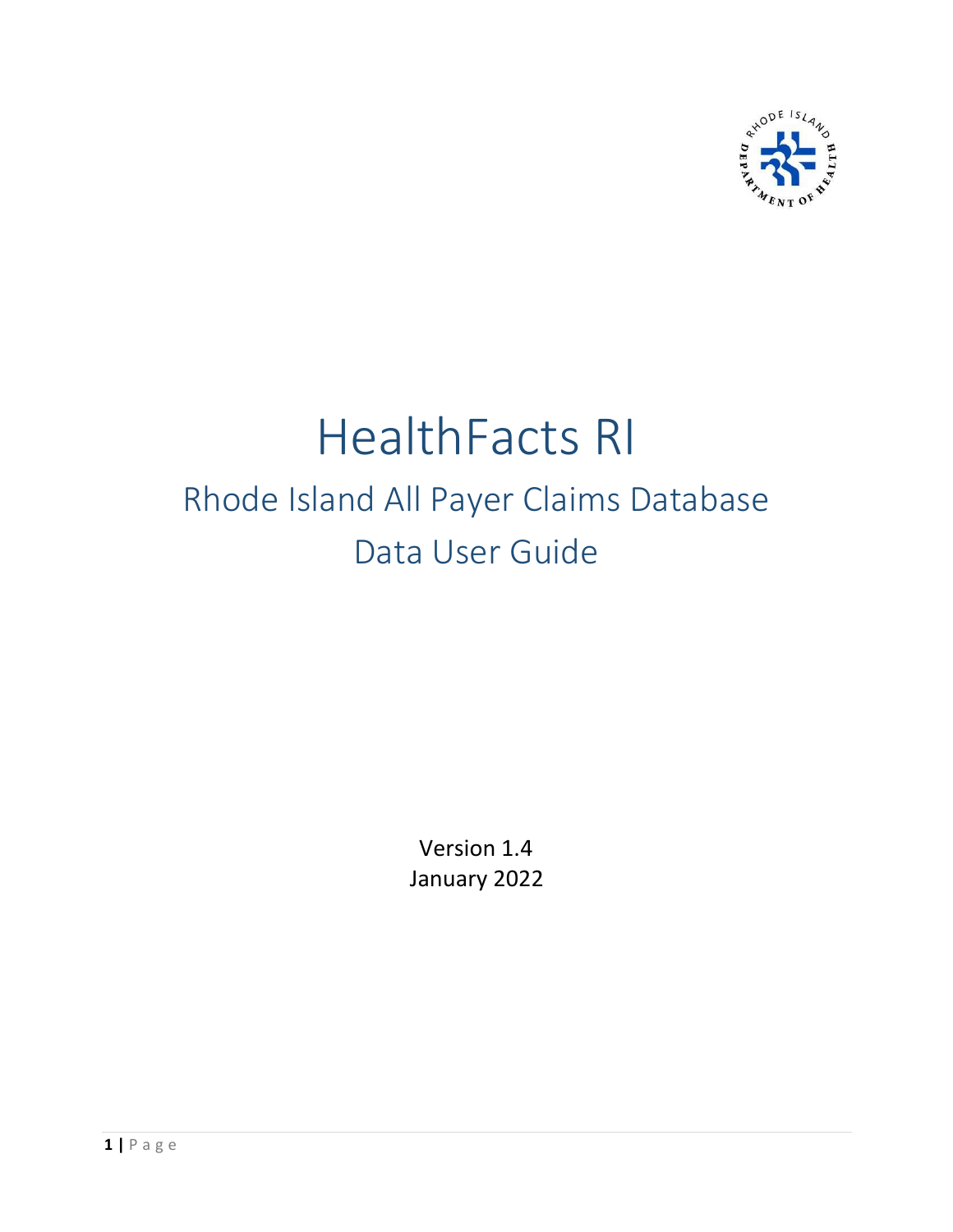# HealthFacts RI

## Rhode Island All Payer Claims Database

## Data User Guide

Version 1.4

January 2022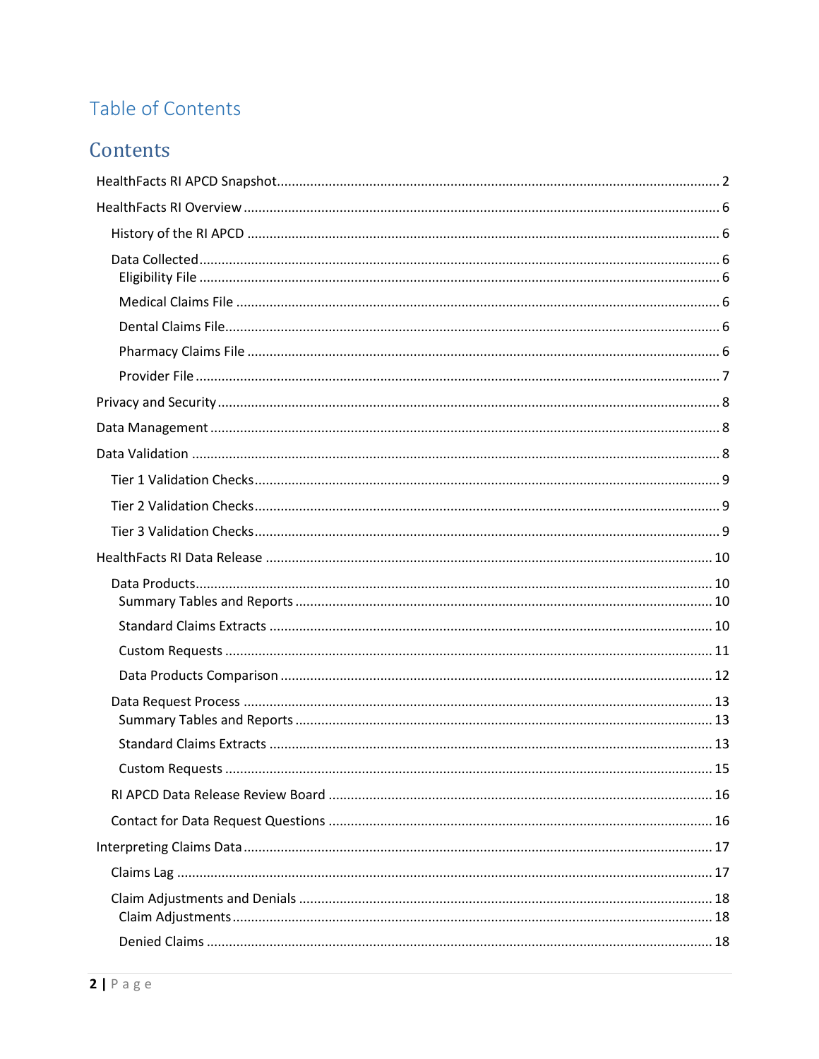# Table of Contents

## Contents

- HealthFacts RI APCD Snapshot ........ 2
- HealthFacts RI Overview ........ 6
  - History of the RI APCD ........ 6
  - Data Collected ........ 6
    - Eligibility File ........ 6
    - Medical Claims File ........ 6
    - Dental Claims File ........ 6
    - Pharmacy Claims File ........ 6
    - Provider File ........ 7
- Privacy and Security ........ 8
- Data Management ........ 8
- Data Validation ........ 8
  - Tier 1 Validation Checks ........ 9
  - Tier 2 Validation Checks ........ 9
  - Tier 3 Validation Checks ........ 9
- HealthFacts RI Data Release ........ 10
  - Data Products ........ 10
    - Summary Tables and Reports ........ 10
    - Standard Claims Extracts ........ 10
    - Custom Requests ........ 11
    - Data Products Comparison ........ 12
  - Data Request Process ........ 13
    - Summary Tables and Reports ........ 13
    - Standard Claims Extracts ........ 13
    - Custom Requests ........ 15
  - RI APCD Data Release Review Board ........ 16
  - Contact for Data Request Questions ........ 16
- Interpreting Claims Data ........ 17
  - Claims Lag ........ 17
  - Claim Adjustments and Denials ........ 18
    - Claim Adjustments ........ 18
    - Denied Claims ........ 18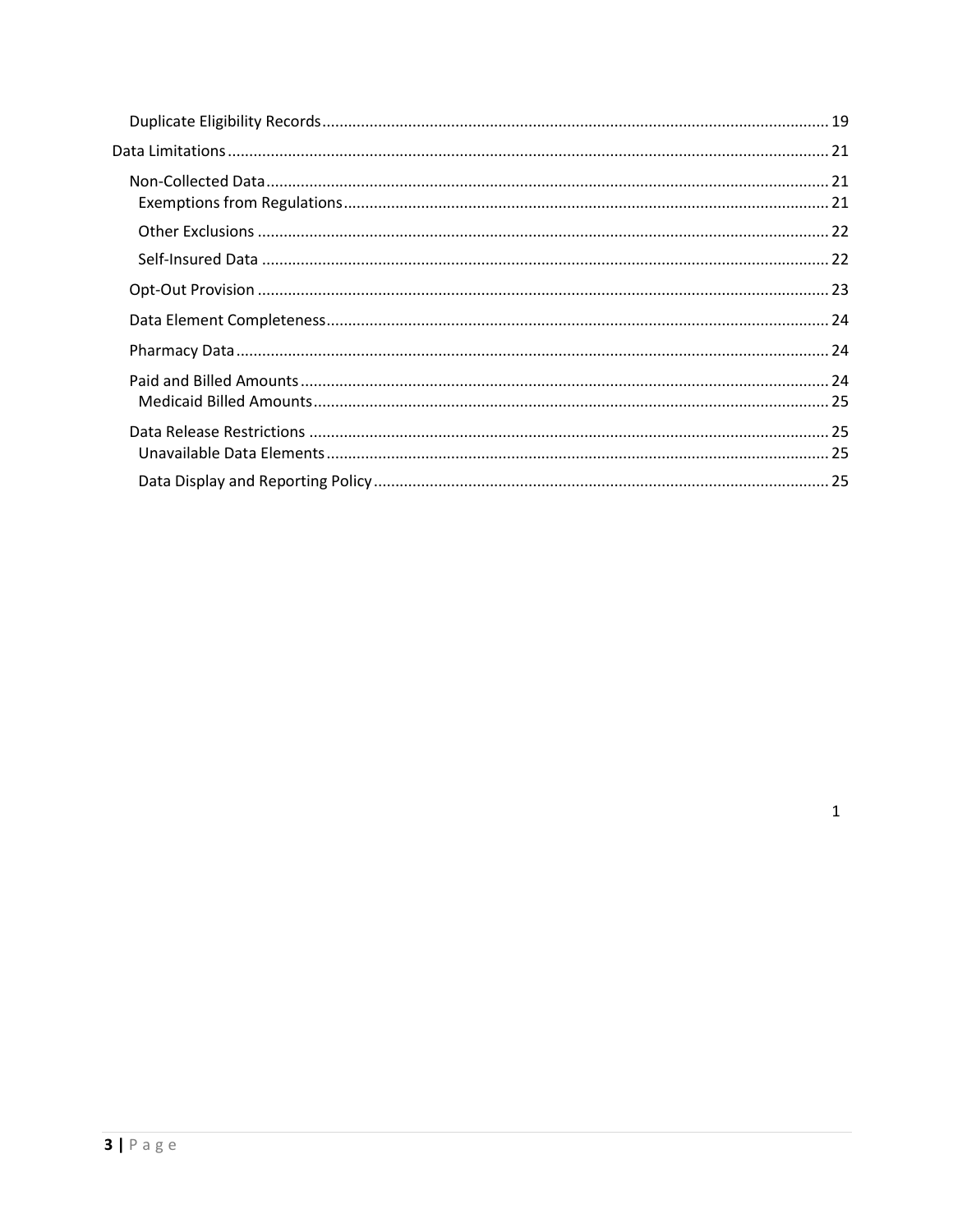- Duplicate Eligibility Records ........ 19
- Data Limitations ........ 21
  - Non-Collected Data ........ 21
    - Exemptions from Regulations ........ 21
    - Other Exclusions ........ 22
    - Self-Insured Data ........ 22
  - Opt-Out Provision ........ 23
  - Data Element Completeness ........ 24
  - Pharmacy Data ........ 24
  - Paid and Billed Amounts ........ 24
    - Medicaid Billed Amounts ........ 25
  - Data Release Restrictions ........ 25
    - Unavailable Data Elements ........ 25
    - Data Display and Reporting Policy ........ 25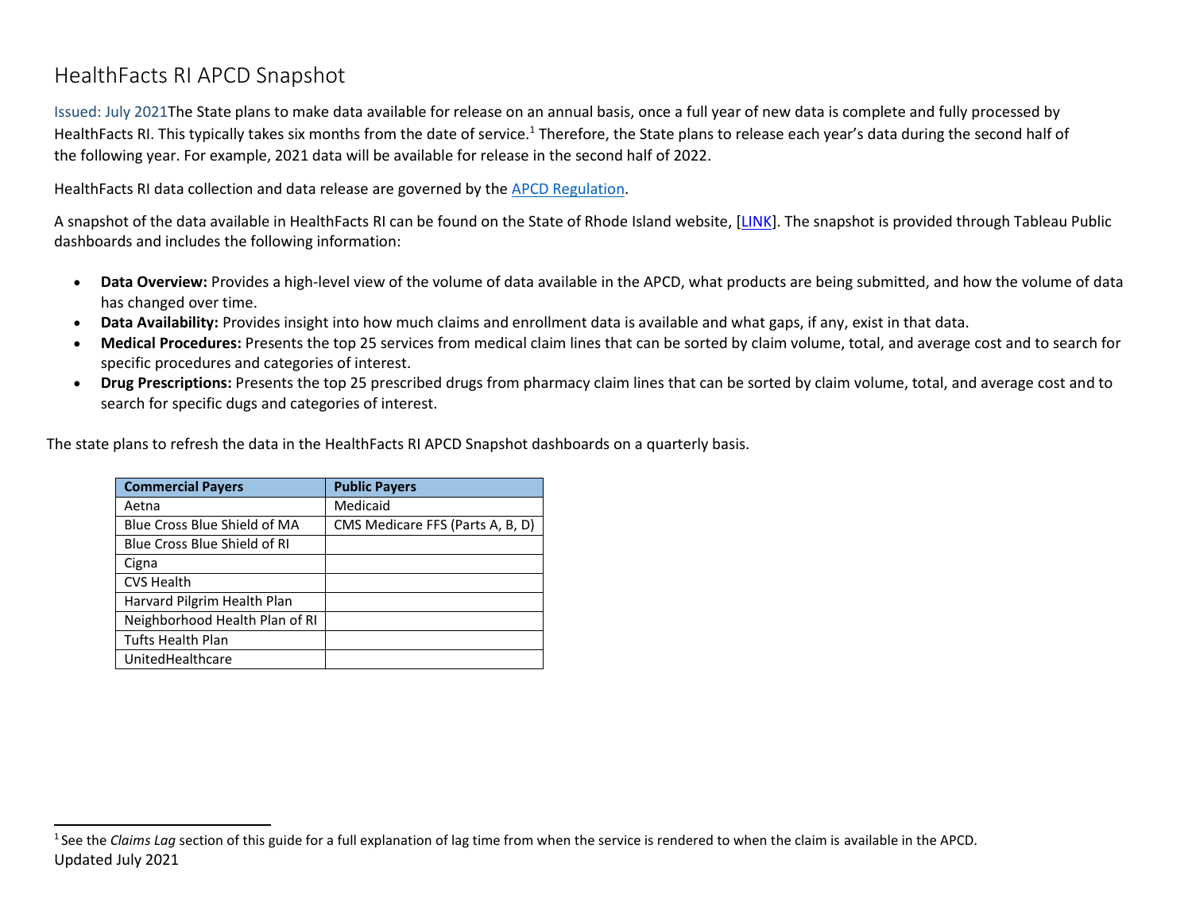# HealthFacts RI APCD Snapshot

Issued: July 2021The State plans to make data available for release on an annual basis, once a full year of new data is complete and fully processed by HealthFacts RI. This typically takes six months from the date of service.[1] Therefore, the State plans to release each year's data during the second half of the following year. For example, 2021 data will be available for release in the second half of 2022.

HealthFacts RI data collection and data release are governed by the APCD Regulation.

A snapshot of the data available in HealthFacts RI can be found on the State of Rhode Island website, [LINK]. The snapshot is provided through Tableau Public dashboards and includes the following information:

- **Data Overview:** Provides a high-level view of the volume of data available in the APCD, what products are being submitted, and how the volume of data has changed over time.
- **Data Availability:** Provides insight into how much claims and enrollment data is available and what gaps, if any, exist in that data.
- **Medical Procedures:** Presents the top 25 services from medical claim lines that can be sorted by claim volume, total, and average cost and to search for specific procedures and categories of interest.
- **Drug Prescriptions:** Presents the top 25 prescribed drugs from pharmacy claim lines that can be sorted by claim volume, total, and average cost and to search for specific dugs and categories of interest.

The state plans to refresh the data in the HealthFacts RI APCD Snapshot dashboards on a quarterly basis.

| Commercial Payers | Public Payers |
|---|---|
| Aetna | Medicaid |
| Blue Cross Blue Shield of MA | CMS Medicare FFS (Parts A, B, D) |
| Blue Cross Blue Shield of RI | |
| Cigna | |
| CVS Health | |
| Harvard Pilgrim Health Plan | |
| Neighborhood Health Plan of RI | |
| Tufts Health Plan | |
| UnitedHealthcare | |

[1] See the *Claims Lag* section of this guide for a full explanation of lag time from when the service is rendered to when the claim is available in the APCD.

Updated July 2021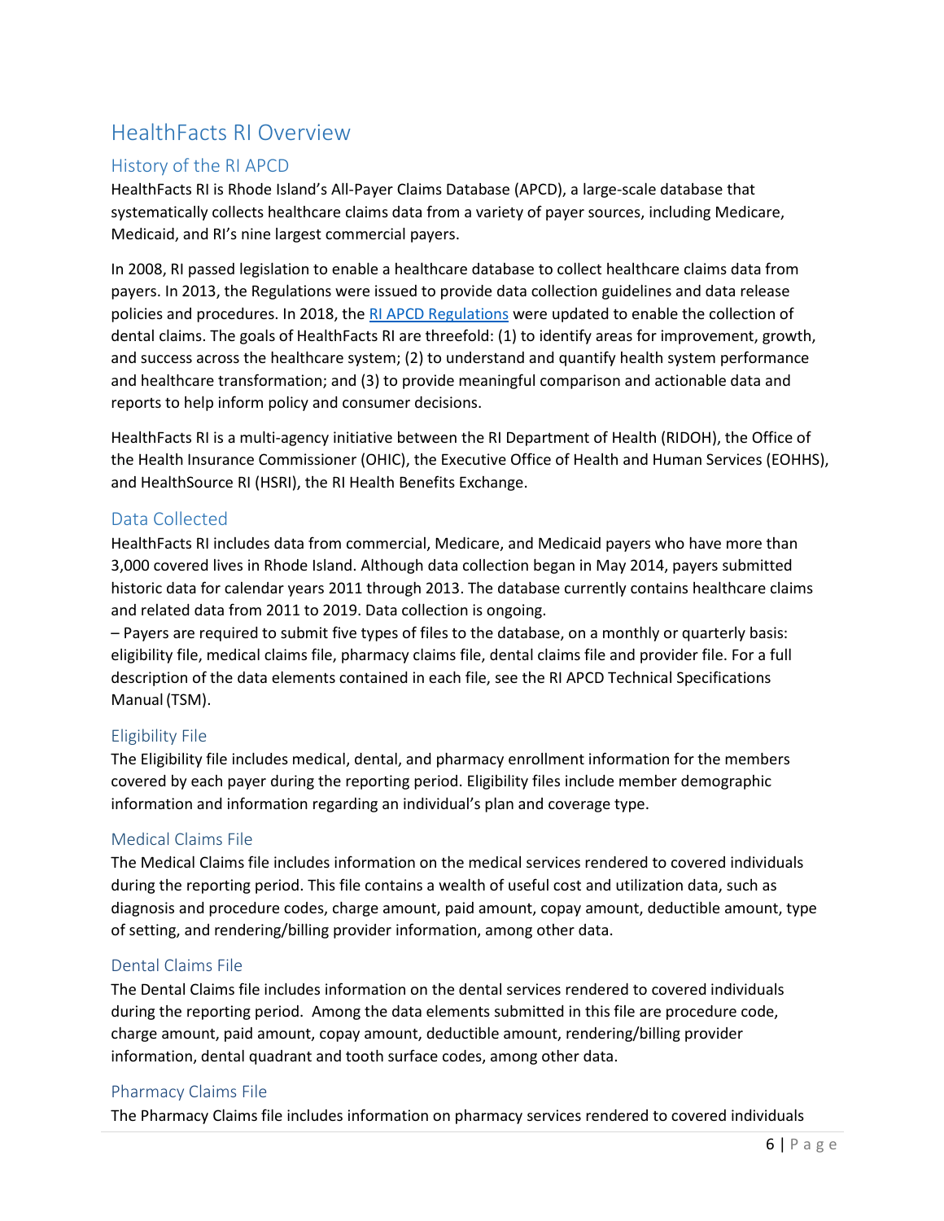# HealthFacts RI Overview

## History of the RI APCD

HealthFacts RI is Rhode Island's All-Payer Claims Database (APCD), a large-scale database that systematically collects healthcare claims data from a variety of payer sources, including Medicare, Medicaid, and RI's nine largest commercial payers.

In 2008, RI passed legislation to enable a healthcare database to collect healthcare claims data from payers. In 2013, the Regulations were issued to provide data collection guidelines and data release policies and procedures. In 2018, the RI APCD Regulations were updated to enable the collection of dental claims. The goals of HealthFacts RI are threefold: (1) to identify areas for improvement, growth, and success across the healthcare system; (2) to understand and quantify health system performance and healthcare transformation; and (3) to provide meaningful comparison and actionable data and reports to help inform policy and consumer decisions.

HealthFacts RI is a multi-agency initiative between the RI Department of Health (RIDOH), the Office of the Health Insurance Commissioner (OHIC), the Executive Office of Health and Human Services (EOHHS), and HealthSource RI (HSRI), the RI Health Benefits Exchange.

## Data Collected

HealthFacts RI includes data from commercial, Medicare, and Medicaid payers who have more than 3,000 covered lives in Rhode Island. Although data collection began in May 2014, payers submitted historic data for calendar years 2011 through 2013. The database currently contains healthcare claims and related data from 2011 to 2019. Data collection is ongoing.

– Payers are required to submit five types of files to the database, on a monthly or quarterly basis: eligibility file, medical claims file, pharmacy claims file, dental claims file and provider file. For a full description of the data elements contained in each file, see the RI APCD Technical Specifications Manual (TSM).

### Eligibility File

The Eligibility file includes medical, dental, and pharmacy enrollment information for the members covered by each payer during the reporting period. Eligibility files include member demographic information and information regarding an individual's plan and coverage type.

### Medical Claims File

The Medical Claims file includes information on the medical services rendered to covered individuals during the reporting period. This file contains a wealth of useful cost and utilization data, such as diagnosis and procedure codes, charge amount, paid amount, copay amount, deductible amount, type of setting, and rendering/billing provider information, among other data.

### Dental Claims File

The Dental Claims file includes information on the dental services rendered to covered individuals during the reporting period. Among the data elements submitted in this file are procedure code, charge amount, paid amount, copay amount, deductible amount, rendering/billing provider information, dental quadrant and tooth surface codes, among other data.

### Pharmacy Claims File

The Pharmacy Claims file includes information on pharmacy services rendered to covered individuals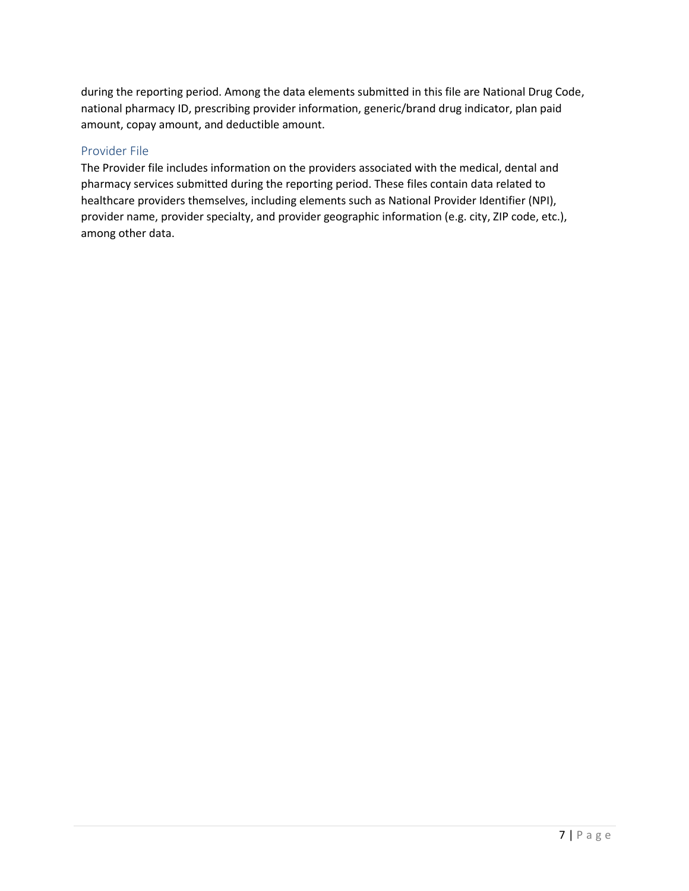during the reporting period. Among the data elements submitted in this file are National Drug Code, national pharmacy ID, prescribing provider information, generic/brand drug indicator, plan paid amount, copay amount, and deductible amount.

### Provider File

The Provider file includes information on the providers associated with the medical, dental and pharmacy services submitted during the reporting period. These files contain data related to healthcare providers themselves, including elements such as National Provider Identifier (NPI), provider name, provider specialty, and provider geographic information (e.g. city, ZIP code, etc.), among other data.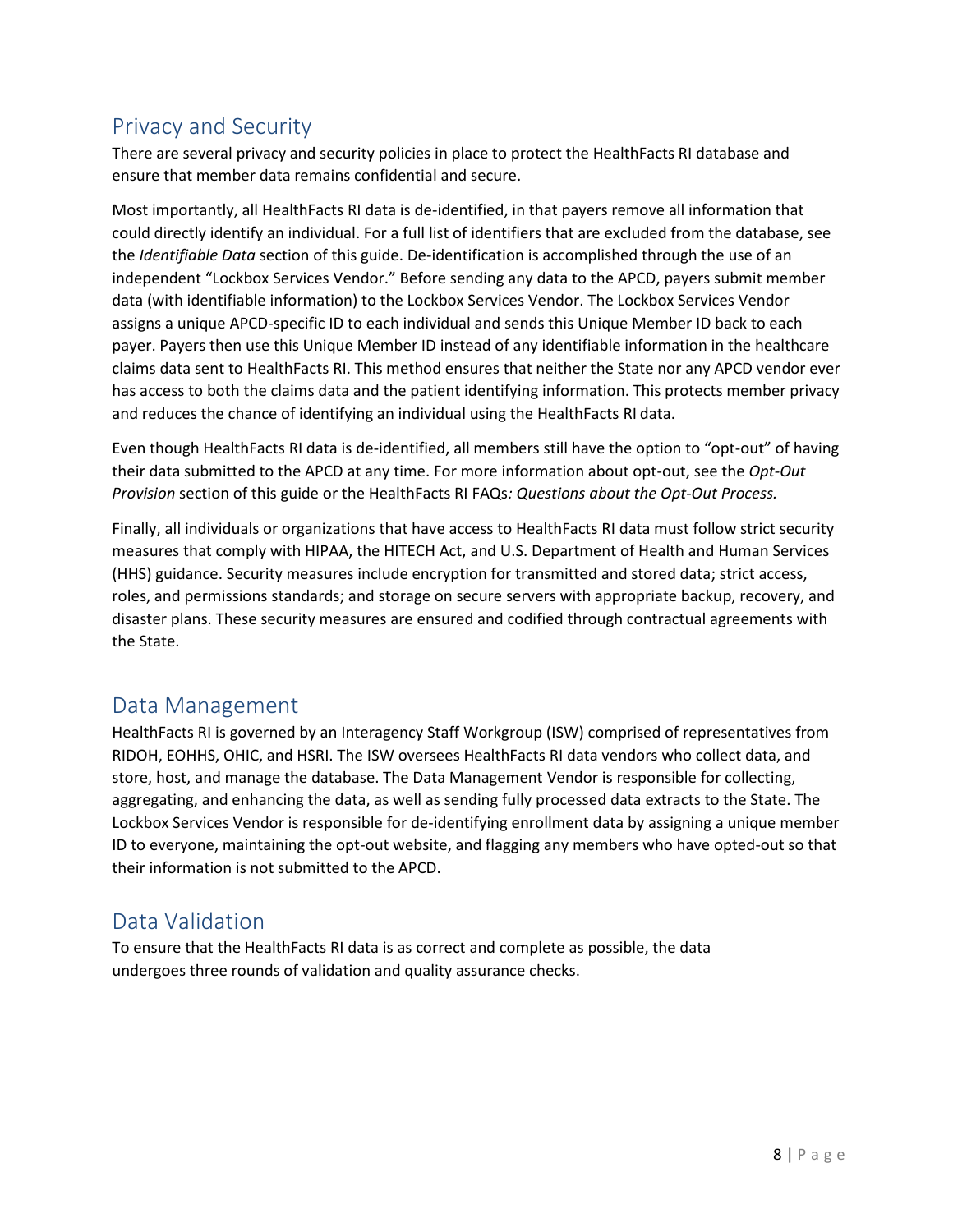## Privacy and Security

There are several privacy and security policies in place to protect the HealthFacts RI database and ensure that member data remains confidential and secure.

Most importantly, all HealthFacts RI data is de-identified, in that payers remove all information that could directly identify an individual. For a full list of identifiers that are excluded from the database, see the *Identifiable Data* section of this guide. De-identification is accomplished through the use of an independent "Lockbox Services Vendor." Before sending any data to the APCD, payers submit member data (with identifiable information) to the Lockbox Services Vendor. The Lockbox Services Vendor assigns a unique APCD-specific ID to each individual and sends this Unique Member ID back to each payer. Payers then use this Unique Member ID instead of any identifiable information in the healthcare claims data sent to HealthFacts RI. This method ensures that neither the State nor any APCD vendor ever has access to both the claims data and the patient identifying information. This protects member privacy and reduces the chance of identifying an individual using the HealthFacts RI data.

Even though HealthFacts RI data is de-identified, all members still have the option to "opt-out" of having their data submitted to the APCD at any time. For more information about opt-out, see the *Opt-Out Provision* section of this guide or the HealthFacts RI FAQs*: Questions about the Opt-Out Process.*

Finally, all individuals or organizations that have access to HealthFacts RI data must follow strict security measures that comply with HIPAA, the HITECH Act, and U.S. Department of Health and Human Services (HHS) guidance. Security measures include encryption for transmitted and stored data; strict access, roles, and permissions standards; and storage on secure servers with appropriate backup, recovery, and disaster plans. These security measures are ensured and codified through contractual agreements with the State.

## Data Management

HealthFacts RI is governed by an Interagency Staff Workgroup (ISW) comprised of representatives from RIDOH, EOHHS, OHIC, and HSRI. The ISW oversees HealthFacts RI data vendors who collect data, and store, host, and manage the database. The Data Management Vendor is responsible for collecting, aggregating, and enhancing the data, as well as sending fully processed data extracts to the State. The Lockbox Services Vendor is responsible for de-identifying enrollment data by assigning a unique member ID to everyone, maintaining the opt-out website, and flagging any members who have opted-out so that their information is not submitted to the APCD.

## Data Validation

To ensure that the HealthFacts RI data is as correct and complete as possible, the data undergoes three rounds of validation and quality assurance checks.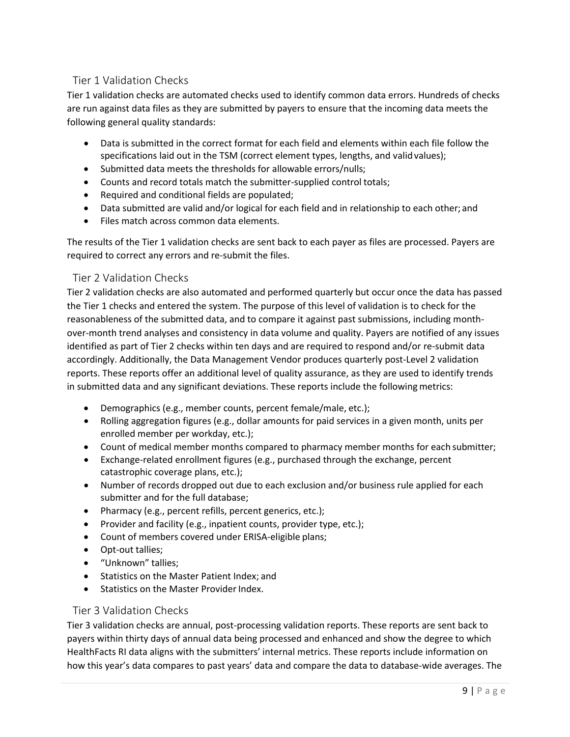## Tier 1 Validation Checks

Tier 1 validation checks are automated checks used to identify common data errors. Hundreds of checks are run against data files as they are submitted by payers to ensure that the incoming data meets the following general quality standards:

- Data is submitted in the correct format for each field and elements within each file follow the specifications laid out in the TSM (correct element types, lengths, and valid values);
- Submitted data meets the thresholds for allowable errors/nulls;
- Counts and record totals match the submitter-supplied control totals;
- Required and conditional fields are populated;
- Data submitted are valid and/or logical for each field and in relationship to each other; and
- Files match across common data elements.

The results of the Tier 1 validation checks are sent back to each payer as files are processed. Payers are required to correct any errors and re-submit the files.

## Tier 2 Validation Checks

Tier 2 validation checks are also automated and performed quarterly but occur once the data has passed the Tier 1 checks and entered the system. The purpose of this level of validation is to check for the reasonableness of the submitted data, and to compare it against past submissions, including month-over-month trend analyses and consistency in data volume and quality. Payers are notified of any issues identified as part of Tier 2 checks within ten days and are required to respond and/or re-submit data accordingly. Additionally, the Data Management Vendor produces quarterly post-Level 2 validation reports. These reports offer an additional level of quality assurance, as they are used to identify trends in submitted data and any significant deviations. These reports include the following metrics:

- Demographics (e.g., member counts, percent female/male, etc.);
- Rolling aggregation figures (e.g., dollar amounts for paid services in a given month, units per enrolled member per workday, etc.);
- Count of medical member months compared to pharmacy member months for each submitter;
- Exchange-related enrollment figures (e.g., purchased through the exchange, percent catastrophic coverage plans, etc.);
- Number of records dropped out due to each exclusion and/or business rule applied for each submitter and for the full database;
- Pharmacy (e.g., percent refills, percent generics, etc.);
- Provider and facility (e.g., inpatient counts, provider type, etc.);
- Count of members covered under ERISA-eligible plans;
- Opt-out tallies;
- "Unknown" tallies;
- Statistics on the Master Patient Index; and
- Statistics on the Master Provider Index.

## Tier 3 Validation Checks

Tier 3 validation checks are annual, post-processing validation reports. These reports are sent back to payers within thirty days of annual data being processed and enhanced and show the degree to which HealthFacts RI data aligns with the submitters' internal metrics. These reports include information on how this year's data compares to past years' data and compare the data to database-wide averages. The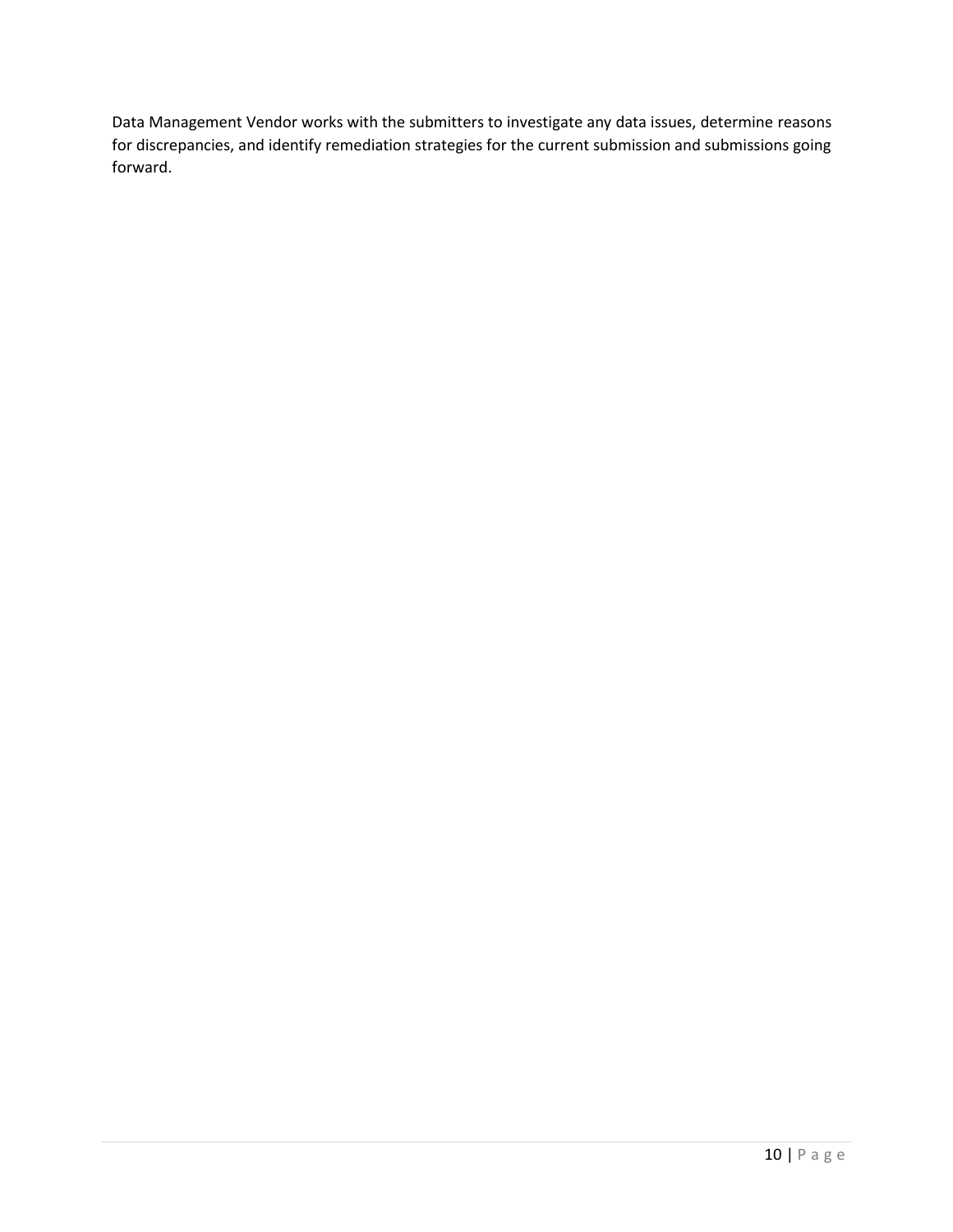Data Management Vendor works with the submitters to investigate any data issues, determine reasons for discrepancies, and identify remediation strategies for the current submission and submissions going forward.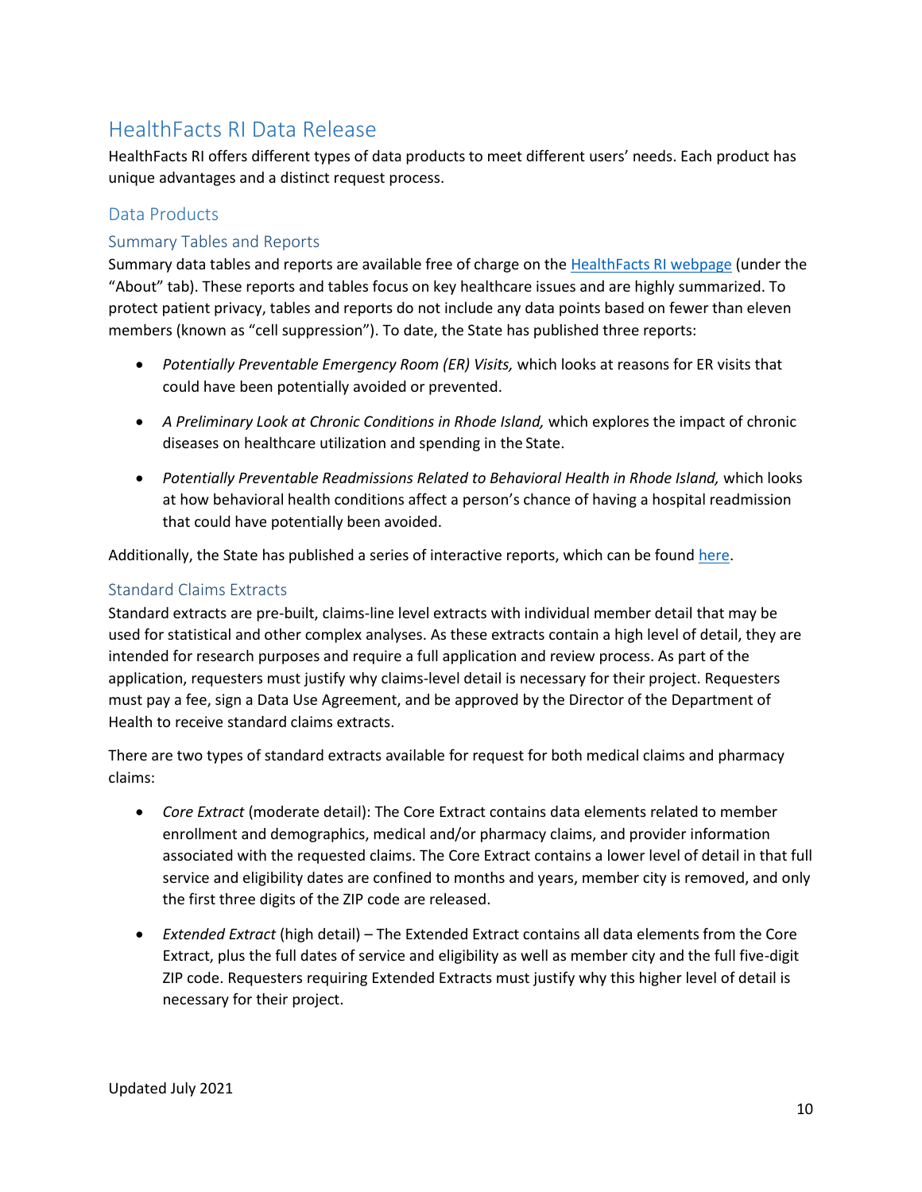# HealthFacts RI Data Release

HealthFacts RI offers different types of data products to meet different users' needs. Each product has unique advantages and a distinct request process.

## Data Products

### Summary Tables and Reports

Summary data tables and reports are available free of charge on the [HealthFacts RI webpage](#) (under the "About" tab). These reports and tables focus on key healthcare issues and are highly summarized. To protect patient privacy, tables and reports do not include any data points based on fewer than eleven members (known as "cell suppression"). To date, the State has published three reports:

- *Potentially Preventable Emergency Room (ER) Visits,* which looks at reasons for ER visits that could have been potentially avoided or prevented.
- *A Preliminary Look at Chronic Conditions in Rhode Island,* which explores the impact of chronic diseases on healthcare utilization and spending in the State.
- *Potentially Preventable Readmissions Related to Behavioral Health in Rhode Island,* which looks at how behavioral health conditions affect a person's chance of having a hospital readmission that could have potentially been avoided.

Additionally, the State has published a series of interactive reports, which can be found [here](#).

### Standard Claims Extracts

Standard extracts are pre-built, claims-line level extracts with individual member detail that may be used for statistical and other complex analyses. As these extracts contain a high level of detail, they are intended for research purposes and require a full application and review process. As part of the application, requesters must justify why claims-level detail is necessary for their project. Requesters must pay a fee, sign a Data Use Agreement, and be approved by the Director of the Department of Health to receive standard claims extracts.

There are two types of standard extracts available for request for both medical claims and pharmacy claims:

- *Core Extract* (moderate detail): The Core Extract contains data elements related to member enrollment and demographics, medical and/or pharmacy claims, and provider information associated with the requested claims. The Core Extract contains a lower level of detail in that full service and eligibility dates are confined to months and years, member city is removed, and only the first three digits of the ZIP code are released.
- *Extended Extract* (high detail) – The Extended Extract contains all data elements from the Core Extract, plus the full dates of service and eligibility as well as member city and the full five-digit ZIP code. Requesters requiring Extended Extracts must justify why this higher level of detail is necessary for their project.

Updated July 2021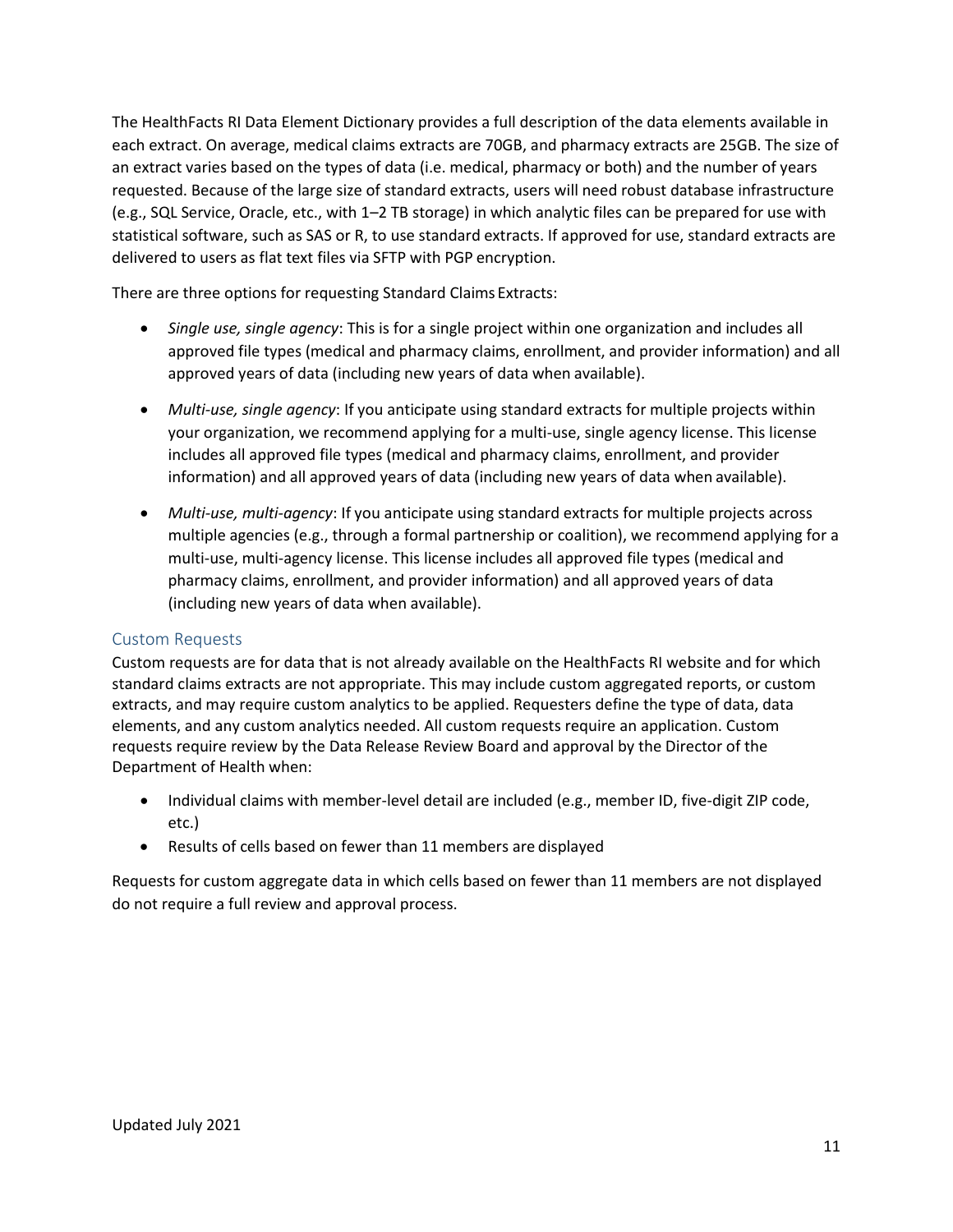The HealthFacts RI Data Element Dictionary provides a full description of the data elements available in each extract. On average, medical claims extracts are 70GB, and pharmacy extracts are 25GB. The size of an extract varies based on the types of data (i.e. medical, pharmacy or both) and the number of years requested. Because of the large size of standard extracts, users will need robust database infrastructure (e.g., SQL Service, Oracle, etc., with 1–2 TB storage) in which analytic files can be prepared for use with statistical software, such as SAS or R, to use standard extracts. If approved for use, standard extracts are delivered to users as flat text files via SFTP with PGP encryption.

There are three options for requesting Standard Claims Extracts:

- *Single use, single agency*: This is for a single project within one organization and includes all approved file types (medical and pharmacy claims, enrollment, and provider information) and all approved years of data (including new years of data when available).
- *Multi-use, single agency*: If you anticipate using standard extracts for multiple projects within your organization, we recommend applying for a multi-use, single agency license. This license includes all approved file types (medical and pharmacy claims, enrollment, and provider information) and all approved years of data (including new years of data when available).
- *Multi-use, multi-agency*: If you anticipate using standard extracts for multiple projects across multiple agencies (e.g., through a formal partnership or coalition), we recommend applying for a multi-use, multi-agency license. This license includes all approved file types (medical and pharmacy claims, enrollment, and provider information) and all approved years of data (including new years of data when available).

### Custom Requests

Custom requests are for data that is not already available on the HealthFacts RI website and for which standard claims extracts are not appropriate. This may include custom aggregated reports, or custom extracts, and may require custom analytics to be applied. Requesters define the type of data, data elements, and any custom analytics needed. All custom requests require an application. Custom requests require review by the Data Release Review Board and approval by the Director of the Department of Health when:

- Individual claims with member-level detail are included (e.g., member ID, five-digit ZIP code, etc.)
- Results of cells based on fewer than 11 members are displayed

Requests for custom aggregate data in which cells based on fewer than 11 members are not displayed do not require a full review and approval process.

Updated July 2021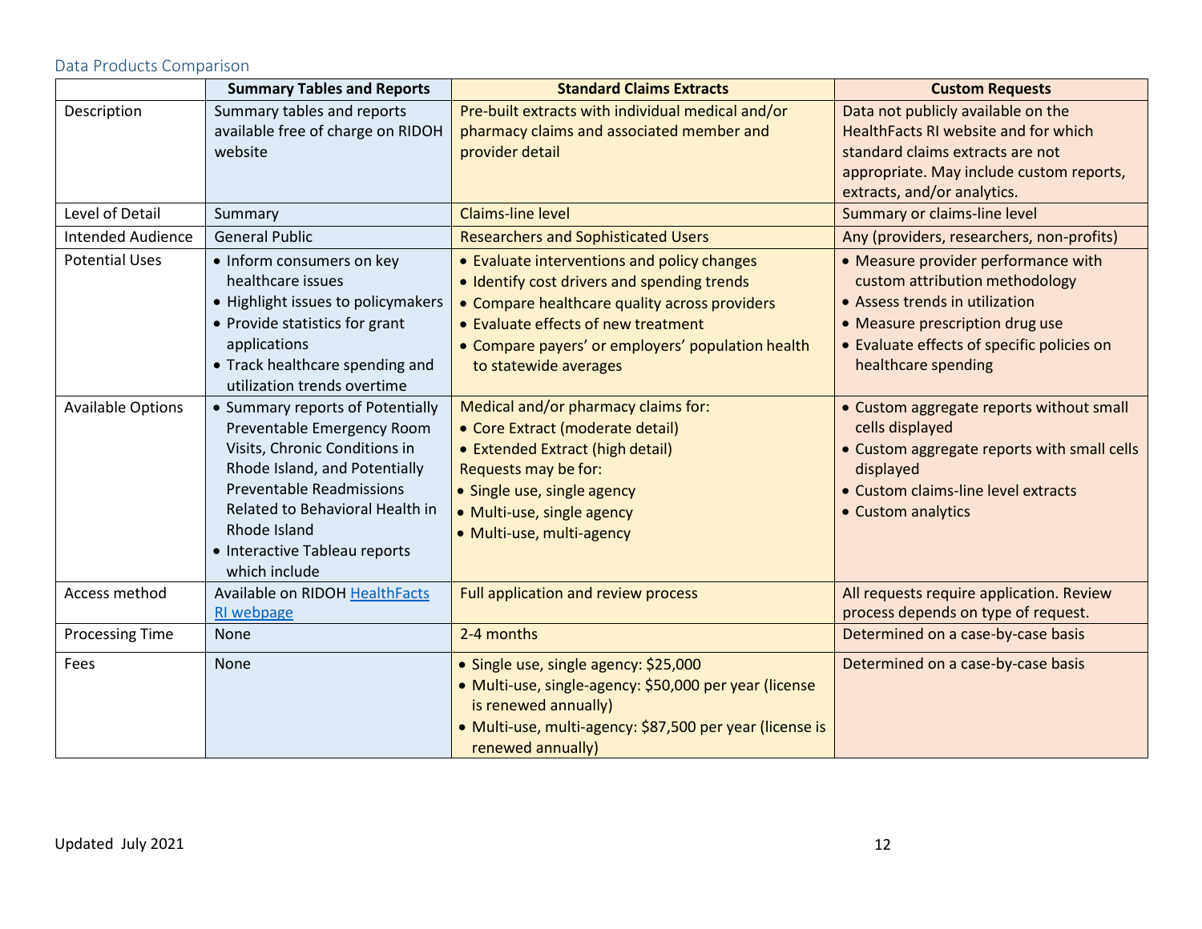## Data Products Comparison

| | Summary Tables and Reports | Standard Claims Extracts | Custom Requests |
|---|---|---|---|
| Description | Summary tables and reports available free of charge on RIDOH website | Pre-built extracts with individual medical and/or pharmacy claims and associated member and provider detail | Data not publicly available on the HealthFacts RI website and for which standard claims extracts are not appropriate. May include custom reports, extracts, and/or analytics. |
| Level of Detail | Summary | Claims-line level | Summary or claims-line level |
| Intended Audience | General Public | Researchers and Sophisticated Users | Any (providers, researchers, non-profits) |
| Potential Uses | • Inform consumers on key healthcare issues<br>• Highlight issues to policymakers<br>• Provide statistics for grant applications<br>• Track healthcare spending and utilization trends overtime | • Evaluate interventions and policy changes<br>• Identify cost drivers and spending trends<br>• Compare healthcare quality across providers<br>• Evaluate effects of new treatment<br>• Compare payers' or employers' population health to statewide averages | • Measure provider performance with custom attribution methodology<br>• Assess trends in utilization<br>• Measure prescription drug use<br>• Evaluate effects of specific policies on healthcare spending |
| Available Options | • Summary reports of Potentially Preventable Emergency Room Visits, Chronic Conditions in Rhode Island, and Potentially Preventable Readmissions Related to Behavioral Health in Rhode Island<br>• Interactive Tableau reports which include | Medical and/or pharmacy claims for:<br>• Core Extract (moderate detail)<br>• Extended Extract (high detail)<br>Requests may be for:<br>• Single use, single agency<br>• Multi-use, single agency<br>• Multi-use, multi-agency | • Custom aggregate reports without small cells displayed<br>• Custom aggregate reports with small cells displayed<br>• Custom claims-line level extracts<br>• Custom analytics |
| Access method | Available on RIDOH [HealthFacts RI webpage] | Full application and review process | All requests require application. Review process depends on type of request. |
| Processing Time | None | 2-4 months | Determined on a case-by-case basis |
| Fees | None | • Single use, single agency: $25,000<br>• Multi-use, single-agency: $50,000 per year (license is renewed annually)<br>• Multi-use, multi-agency: $87,500 per year (license is renewed annually) | Determined on a case-by-case basis |

Updated July 2021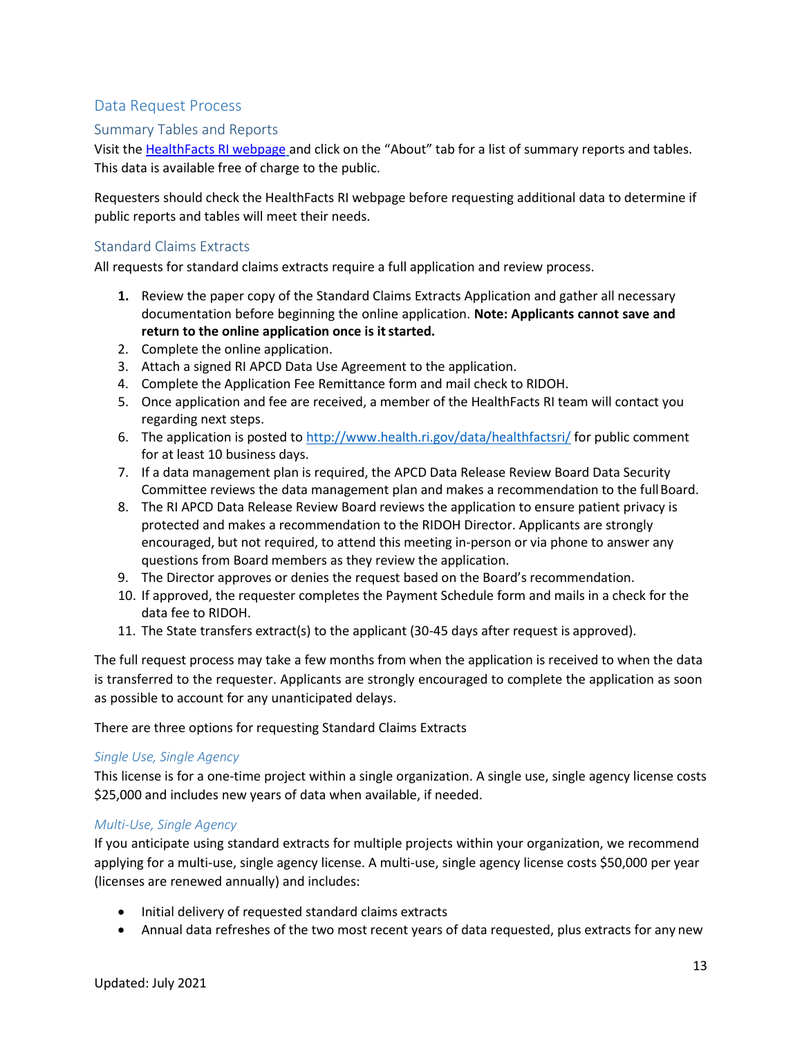## Data Request Process

### Summary Tables and Reports

Visit the [HealthFacts RI webpage](http://www.health.ri.gov/data/healthfactsri/) and click on the "About" tab for a list of summary reports and tables. This data is available free of charge to the public.

Requesters should check the HealthFacts RI webpage before requesting additional data to determine if public reports and tables will meet their needs.

### Standard Claims Extracts

All requests for standard claims extracts require a full application and review process.

1. Review the paper copy of the Standard Claims Extracts Application and gather all necessary documentation before beginning the online application. **Note: Applicants cannot save and return to the online application once is it started.**
2. Complete the online application.
3. Attach a signed RI APCD Data Use Agreement to the application.
4. Complete the Application Fee Remittance form and mail check to RIDOH.
5. Once application and fee are received, a member of the HealthFacts RI team will contact you regarding next steps.
6. The application is posted to http://www.health.ri.gov/data/healthfactsri/ for public comment for at least 10 business days.
7. If a data management plan is required, the APCD Data Release Review Board Data Security Committee reviews the data management plan and makes a recommendation to the full Board.
8. The RI APCD Data Release Review Board reviews the application to ensure patient privacy is protected and makes a recommendation to the RIDOH Director. Applicants are strongly encouraged, but not required, to attend this meeting in-person or via phone to answer any questions from Board members as they review the application.
9. The Director approves or denies the request based on the Board's recommendation.
10. If approved, the requester completes the Payment Schedule form and mails in a check for the data fee to RIDOH.
11. The State transfers extract(s) to the applicant (30-45 days after request is approved).

The full request process may take a few months from when the application is received to when the data is transferred to the requester. Applicants are strongly encouraged to complete the application as soon as possible to account for any unanticipated delays.

There are three options for requesting Standard Claims Extracts

#### *Single Use, Single Agency*

This license is for a one-time project within a single organization. A single use, single agency license costs $25,000 and includes new years of data when available, if needed.

#### *Multi-Use, Single Agency*

If you anticipate using standard extracts for multiple projects within your organization, we recommend applying for a multi-use, single agency license. A multi-use, single agency license costs $50,000 per year (licenses are renewed annually) and includes:

- Initial delivery of requested standard claims extracts
- Annual data refreshes of the two most recent years of data requested, plus extracts for any new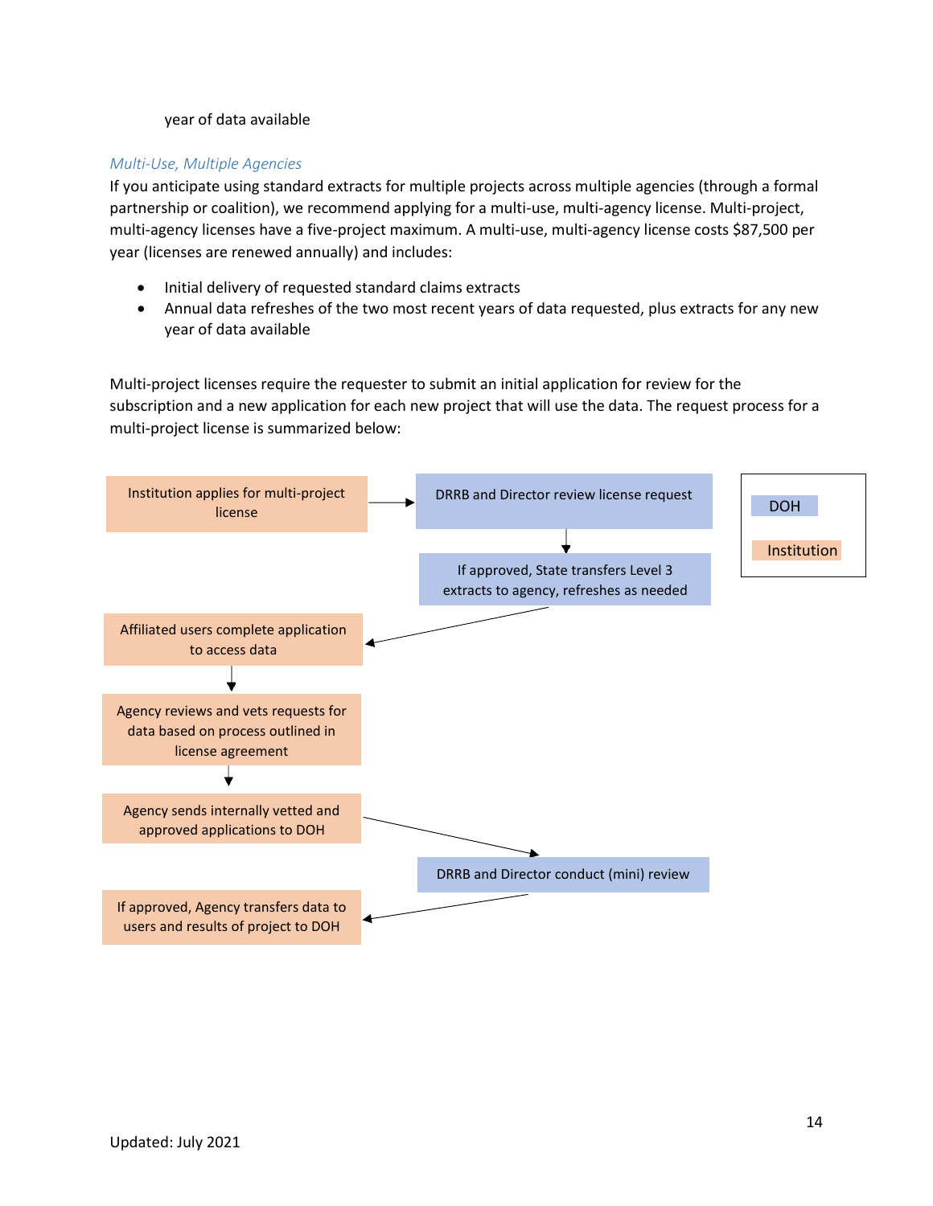year of data available

### *Multi-Use, Multiple Agencies*

If you anticipate using standard extracts for multiple projects across multiple agencies (through a formal partnership or coalition), we recommend applying for a multi-use, multi-agency license. Multi-project, multi-agency licenses have a five-project maximum. A multi-use, multi-agency license costs $87,500 per year (licenses are renewed annually) and includes:

- Initial delivery of requested standard claims extracts
- Annual data refreshes of the two most recent years of data requested, plus extracts for any new year of data available

Multi-project licenses require the requester to submit an initial application for review for the subscription and a new application for each new project that will use the data. The request process for a multi-project license is summarized below:

Legend: DOH | Institution

1. Institution applies for multi-project license (Institution)
2. DRRB and Director review license request (DOH)
3. If approved, State transfers Level 3 extracts to agency, refreshes as needed (DOH)
4. Affiliated users complete application to access data (Institution)
5. Agency reviews and vets requests for data based on process outlined in license agreement (Institution)
6. Agency sends internally vetted and approved applications to DOH (Institution)
7. DRRB and Director conduct (mini) review (DOH)
8. If approved, Agency transfers data to users and results of project to DOH (Institution)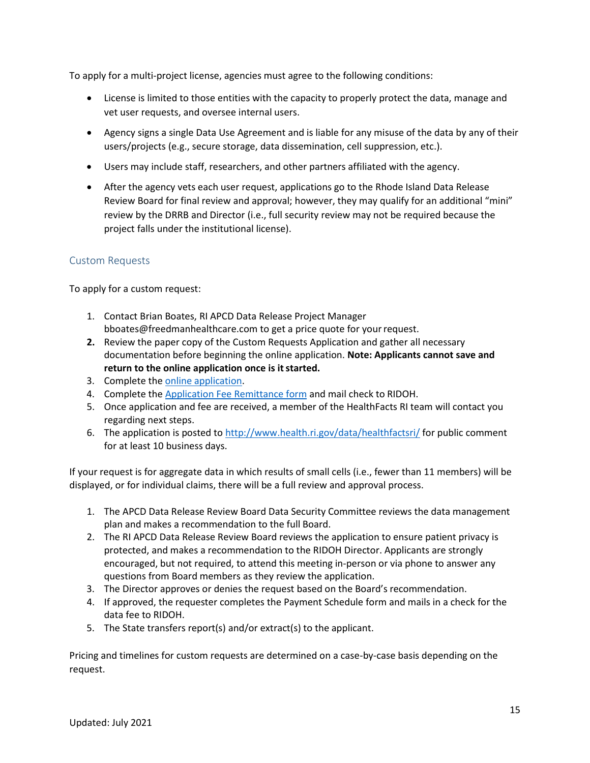To apply for a multi-project license, agencies must agree to the following conditions:

- License is limited to those entities with the capacity to properly protect the data, manage and vet user requests, and oversee internal users.
- Agency signs a single Data Use Agreement and is liable for any misuse of the data by any of their users/projects (e.g., secure storage, data dissemination, cell suppression, etc.).
- Users may include staff, researchers, and other partners affiliated with the agency.
- After the agency vets each user request, applications go to the Rhode Island Data Release Review Board for final review and approval; however, they may qualify for an additional "mini" review by the DRRB and Director (i.e., full security review may not be required because the project falls under the institutional license).

## Custom Requests

To apply for a custom request:

1. Contact Brian Boates, RI APCD Data Release Project Manager bboates@freedmanhealthcare.com to get a price quote for your request.
2. Review the paper copy of the Custom Requests Application and gather all necessary documentation before beginning the online application. **Note: Applicants cannot save and return to the online application once is it started.**
3. Complete the [online application](online application).
4. Complete the [Application Fee Remittance form](Application Fee Remittance form) and mail check to RIDOH.
5. Once application and fee are received, a member of the HealthFacts RI team will contact you regarding next steps.
6. The application is posted to [http://www.health.ri.gov/data/healthfactsri/](http://www.health.ri.gov/data/healthfactsri/) for public comment for at least 10 business days.

If your request is for aggregate data in which results of small cells (i.e., fewer than 11 members) will be displayed, or for individual claims, there will be a full review and approval process.

1. The APCD Data Release Review Board Data Security Committee reviews the data management plan and makes a recommendation to the full Board.
2. The RI APCD Data Release Review Board reviews the application to ensure patient privacy is protected, and makes a recommendation to the RIDOH Director. Applicants are strongly encouraged, but not required, to attend this meeting in-person or via phone to answer any questions from Board members as they review the application.
3. The Director approves or denies the request based on the Board's recommendation.
4. If approved, the requester completes the Payment Schedule form and mails in a check for the data fee to RIDOH.
5. The State transfers report(s) and/or extract(s) to the applicant.

Pricing and timelines for custom requests are determined on a case-by-case basis depending on the request.

Updated: July 2021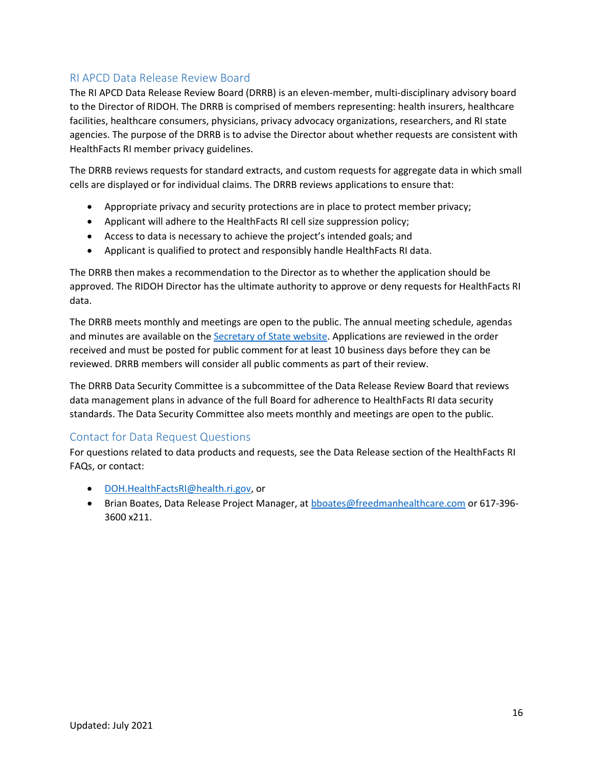## RI APCD Data Release Review Board

The RI APCD Data Release Review Board (DRRB) is an eleven-member, multi-disciplinary advisory board to the Director of RIDOH. The DRRB is comprised of members representing: health insurers, healthcare facilities, healthcare consumers, physicians, privacy advocacy organizations, researchers, and RI state agencies. The purpose of the DRRB is to advise the Director about whether requests are consistent with HealthFacts RI member privacy guidelines.

The DRRB reviews requests for standard extracts, and custom requests for aggregate data in which small cells are displayed or for individual claims. The DRRB reviews applications to ensure that:

- Appropriate privacy and security protections are in place to protect member privacy;
- Applicant will adhere to the HealthFacts RI cell size suppression policy;
- Access to data is necessary to achieve the project's intended goals; and
- Applicant is qualified to protect and responsibly handle HealthFacts RI data.

The DRRB then makes a recommendation to the Director as to whether the application should be approved. The RIDOH Director has the ultimate authority to approve or deny requests for HealthFacts RI data.

The DRRB meets monthly and meetings are open to the public. The annual meeting schedule, agendas and minutes are available on the Secretary of State website. Applications are reviewed in the order received and must be posted for public comment for at least 10 business days before they can be reviewed. DRRB members will consider all public comments as part of their review.

The DRRB Data Security Committee is a subcommittee of the Data Release Review Board that reviews data management plans in advance of the full Board for adherence to HealthFacts RI data security standards. The Data Security Committee also meets monthly and meetings are open to the public.

## Contact for Data Request Questions

For questions related to data products and requests, see the Data Release section of the HealthFacts RI FAQs, or contact:

- DOH.HealthFactsRI@health.ri.gov, or
- Brian Boates, Data Release Project Manager, at bboates@freedmanhealthcare.com or 617-396-3600 x211.

Updated: July 2021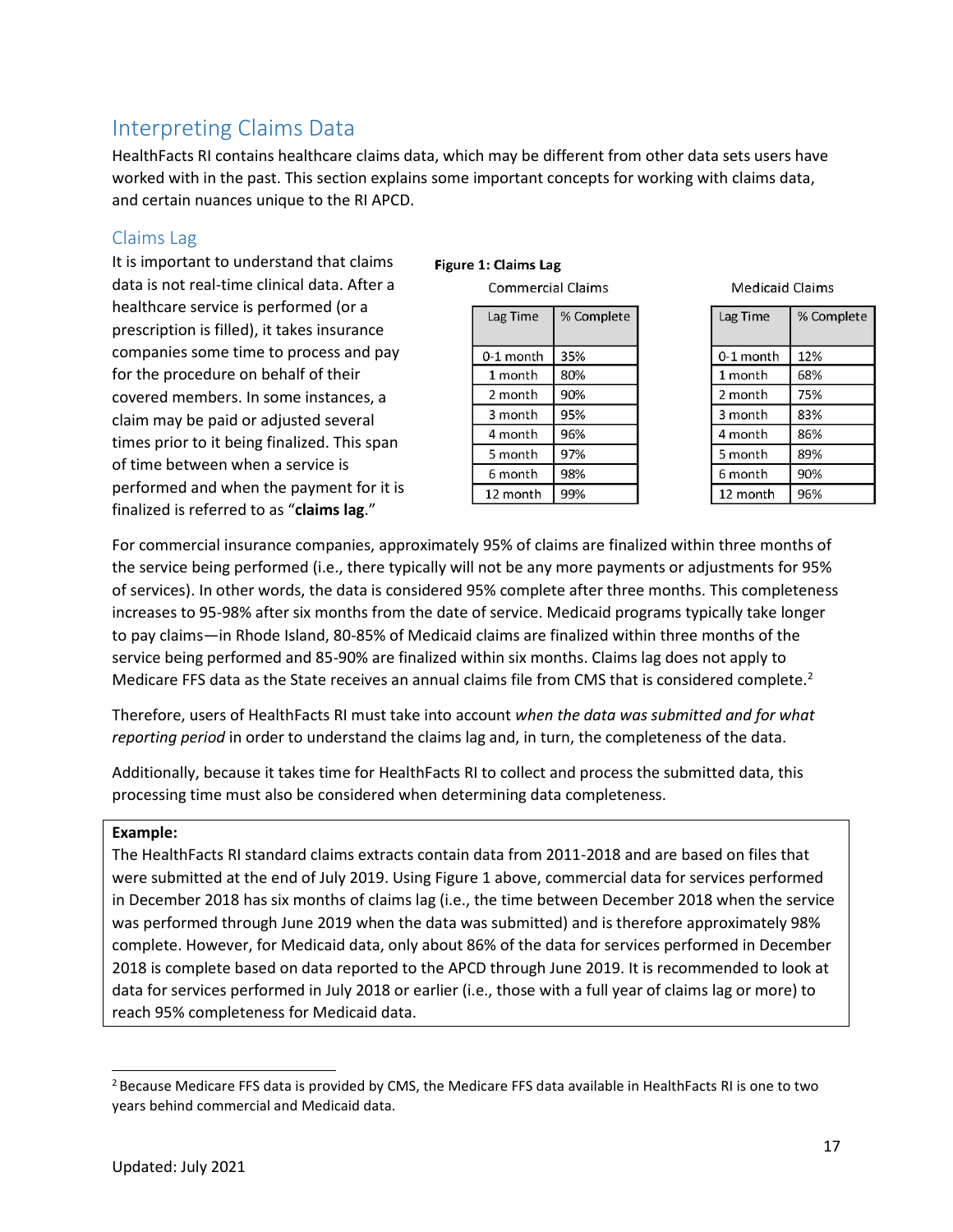## Interpreting Claims Data

HealthFacts RI contains healthcare claims data, which may be different from other data sets users have worked with in the past. This section explains some important concepts for working with claims data, and certain nuances unique to the RI APCD.

### Claims Lag

It is important to understand that claims data is not real-time clinical data. After a healthcare service is performed (or a prescription is filled), it takes insurance companies some time to process and pay for the procedure on behalf of their covered members. In some instances, a claim may be paid or adjusted several times prior to it being finalized. This span of time between when a service is performed and when the payment for it is finalized is referred to as "**claims lag**."

**Figure 1: Claims Lag**

Commercial Claims

| Lag Time | % Complete |
|---|---|
| 0-1 month | 35% |
| 1 month | 80% |
| 2 month | 90% |
| 3 month | 95% |
| 4 month | 96% |
| 5 month | 97% |
| 6 month | 98% |
| 12 month | 99% |

Medicaid Claims

| Lag Time | % Complete |
|---|---|
| 0-1 month | 12% |
| 1 month | 68% |
| 2 month | 75% |
| 3 month | 83% |
| 4 month | 86% |
| 5 month | 89% |
| 6 month | 90% |
| 12 month | 96% |

For commercial insurance companies, approximately 95% of claims are finalized within three months of the service being performed (i.e., there typically will not be any more payments or adjustments for 95% of services). In other words, the data is considered 95% complete after three months. This completeness increases to 95-98% after six months from the date of service. Medicaid programs typically take longer to pay claims—in Rhode Island, 80-85% of Medicaid claims are finalized within three months of the service being performed and 85-90% are finalized within six months. Claims lag does not apply to Medicare FFS data as the State receives an annual claims file from CMS that is considered complete.[2]

Therefore, users of HealthFacts RI must take into account *when the data was submitted and for what reporting period* in order to understand the claims lag and, in turn, the completeness of the data.

Additionally, because it takes time for HealthFacts RI to collect and process the submitted data, this processing time must also be considered when determining data completeness.

**Example:**
The HealthFacts RI standard claims extracts contain data from 2011-2018 and are based on files that were submitted at the end of July 2019. Using Figure 1 above, commercial data for services performed in December 2018 has six months of claims lag (i.e., the time between December 2018 when the service was performed through June 2019 when the data was submitted) and is therefore approximately 98% complete. However, for Medicaid data, only about 86% of the data for services performed in December 2018 is complete based on data reported to the APCD through June 2019. It is recommended to look at data for services performed in July 2018 or earlier (i.e., those with a full year of claims lag or more) to reach 95% completeness for Medicaid data.

[2] Because Medicare FFS data is provided by CMS, the Medicare FFS data available in HealthFacts RI is one to two years behind commercial and Medicaid data.

Updated: July 2021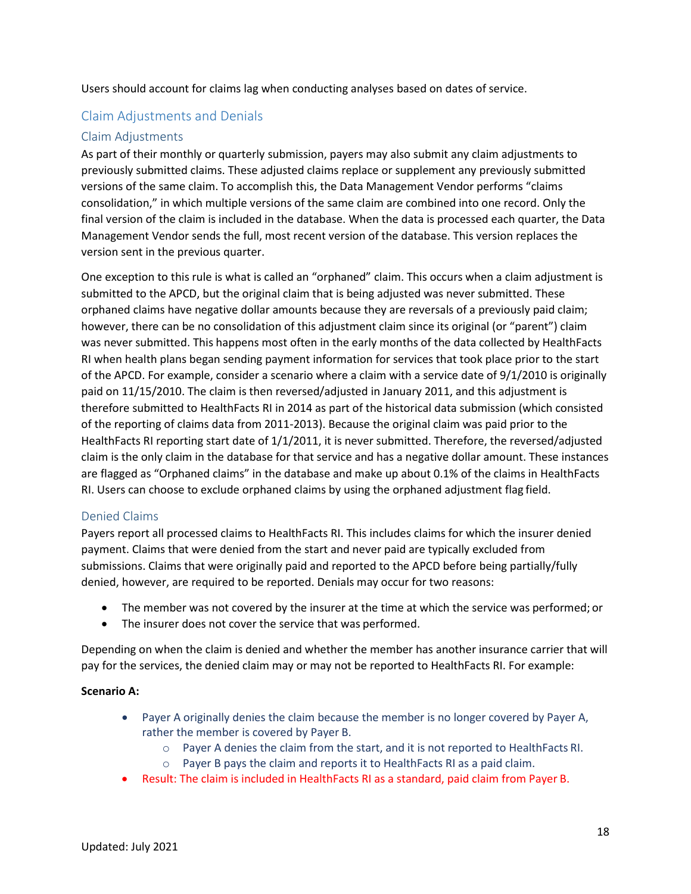Users should account for claims lag when conducting analyses based on dates of service.

## Claim Adjustments and Denials

### Claim Adjustments

As part of their monthly or quarterly submission, payers may also submit any claim adjustments to previously submitted claims. These adjusted claims replace or supplement any previously submitted versions of the same claim. To accomplish this, the Data Management Vendor performs "claims consolidation," in which multiple versions of the same claim are combined into one record. Only the final version of the claim is included in the database. When the data is processed each quarter, the Data Management Vendor sends the full, most recent version of the database. This version replaces the version sent in the previous quarter.

One exception to this rule is what is called an "orphaned" claim. This occurs when a claim adjustment is submitted to the APCD, but the original claim that is being adjusted was never submitted. These orphaned claims have negative dollar amounts because they are reversals of a previously paid claim; however, there can be no consolidation of this adjustment claim since its original (or "parent") claim was never submitted. This happens most often in the early months of the data collected by HealthFacts RI when health plans began sending payment information for services that took place prior to the start of the APCD. For example, consider a scenario where a claim with a service date of 9/1/2010 is originally paid on 11/15/2010. The claim is then reversed/adjusted in January 2011, and this adjustment is therefore submitted to HealthFacts RI in 2014 as part of the historical data submission (which consisted of the reporting of claims data from 2011-2013). Because the original claim was paid prior to the HealthFacts RI reporting start date of 1/1/2011, it is never submitted. Therefore, the reversed/adjusted claim is the only claim in the database for that service and has a negative dollar amount. These instances are flagged as "Orphaned claims" in the database and make up about 0.1% of the claims in HealthFacts RI. Users can choose to exclude orphaned claims by using the orphaned adjustment flag field.

### Denied Claims

Payers report all processed claims to HealthFacts RI. This includes claims for which the insurer denied payment. Claims that were denied from the start and never paid are typically excluded from submissions. Claims that were originally paid and reported to the APCD before being partially/fully denied, however, are required to be reported. Denials may occur for two reasons:

- The member was not covered by the insurer at the time at which the service was performed; or
- The insurer does not cover the service that was performed.

Depending on when the claim is denied and whether the member has another insurance carrier that will pay for the services, the denied claim may or may not be reported to HealthFacts RI. For example:

**Scenario A:**

- Payer A originally denies the claim because the member is no longer covered by Payer A, rather the member is covered by Payer B.
  - Payer A denies the claim from the start, and it is not reported to HealthFacts RI.
  - Payer B pays the claim and reports it to HealthFacts RI as a paid claim.
- Result: The claim is included in HealthFacts RI as a standard, paid claim from Payer B.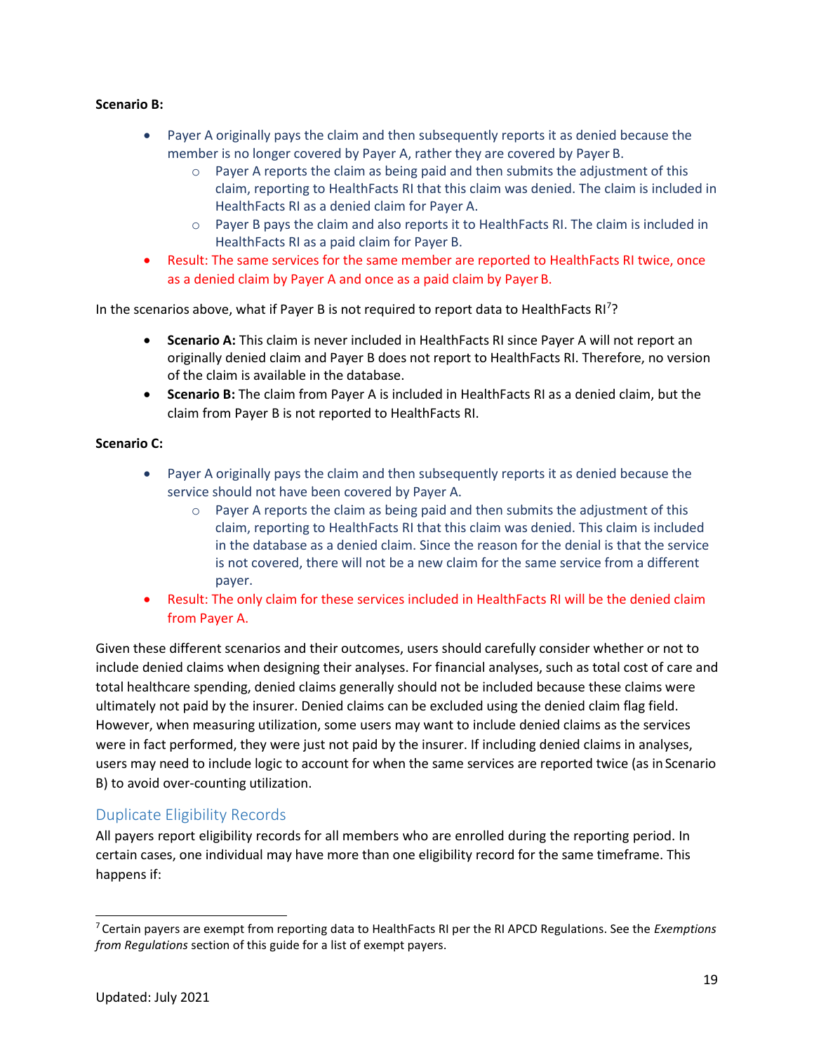**Scenario B:**

- Payer A originally pays the claim and then subsequently reports it as denied because the member is no longer covered by Payer A, rather they are covered by Payer B.
    - Payer A reports the claim as being paid and then submits the adjustment of this claim, reporting to HealthFacts RI that this claim was denied. The claim is included in HealthFacts RI as a denied claim for Payer A.
    - Payer B pays the claim and also reports it to HealthFacts RI. The claim is included in HealthFacts RI as a paid claim for Payer B.
- Result: The same services for the same member are reported to HealthFacts RI twice, once as a denied claim by Payer A and once as a paid claim by Payer B.

In the scenarios above, what if Payer B is not required to report data to HealthFacts RI[7]?

- **Scenario A:** This claim is never included in HealthFacts RI since Payer A will not report an originally denied claim and Payer B does not report to HealthFacts RI. Therefore, no version of the claim is available in the database.
- **Scenario B:** The claim from Payer A is included in HealthFacts RI as a denied claim, but the claim from Payer B is not reported to HealthFacts RI.

**Scenario C:**

- Payer A originally pays the claim and then subsequently reports it as denied because the service should not have been covered by Payer A.
    - Payer A reports the claim as being paid and then submits the adjustment of this claim, reporting to HealthFacts RI that this claim was denied. This claim is included in the database as a denied claim. Since the reason for the denial is that the service is not covered, there will not be a new claim for the same service from a different payer.
- Result: The only claim for these services included in HealthFacts RI will be the denied claim from Payer A.

Given these different scenarios and their outcomes, users should carefully consider whether or not to include denied claims when designing their analyses. For financial analyses, such as total cost of care and total healthcare spending, denied claims generally should not be included because these claims were ultimately not paid by the insurer. Denied claims can be excluded using the denied claim flag field. However, when measuring utilization, some users may want to include denied claims as the services were in fact performed, they were just not paid by the insurer. If including denied claims in analyses, users may need to include logic to account for when the same services are reported twice (as in Scenario B) to avoid over-counting utilization.

## Duplicate Eligibility Records

All payers report eligibility records for all members who are enrolled during the reporting period. In certain cases, one individual may have more than one eligibility record for the same timeframe. This happens if:

[7] Certain payers are exempt from reporting data to HealthFacts RI per the RI APCD Regulations. See the *Exemptions from Regulations* section of this guide for a list of exempt payers.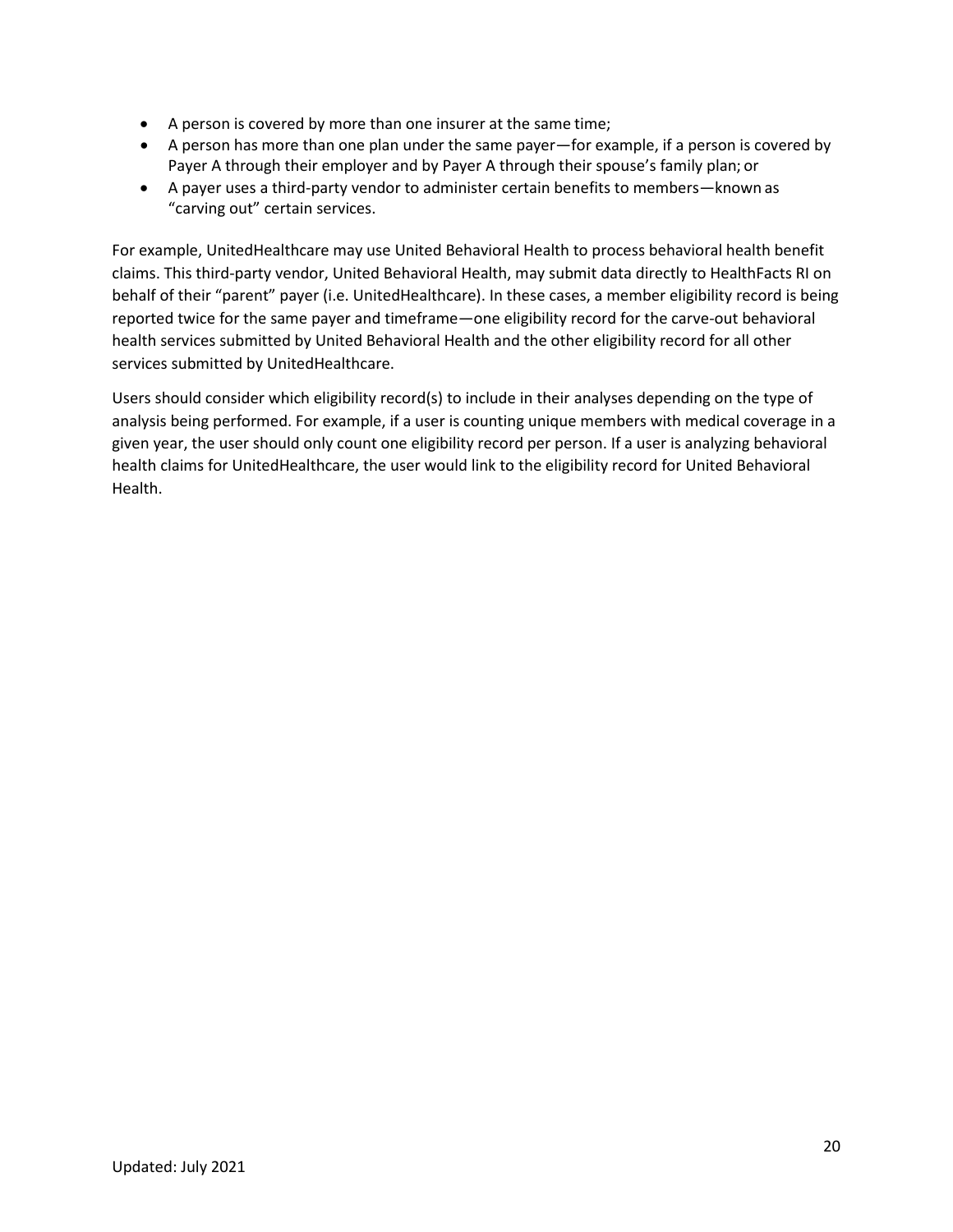- A person is covered by more than one insurer at the same time;
- A person has more than one plan under the same payer—for example, if a person is covered by Payer A through their employer and by Payer A through their spouse's family plan; or
- A payer uses a third-party vendor to administer certain benefits to members—known as "carving out" certain services.

For example, UnitedHealthcare may use United Behavioral Health to process behavioral health benefit claims. This third-party vendor, United Behavioral Health, may submit data directly to HealthFacts RI on behalf of their "parent" payer (i.e. UnitedHealthcare). In these cases, a member eligibility record is being reported twice for the same payer and timeframe—one eligibility record for the carve-out behavioral health services submitted by United Behavioral Health and the other eligibility record for all other services submitted by UnitedHealthcare.

Users should consider which eligibility record(s) to include in their analyses depending on the type of analysis being performed. For example, if a user is counting unique members with medical coverage in a given year, the user should only count one eligibility record per person. If a user is analyzing behavioral health claims for UnitedHealthcare, the user would link to the eligibility record for United Behavioral Health.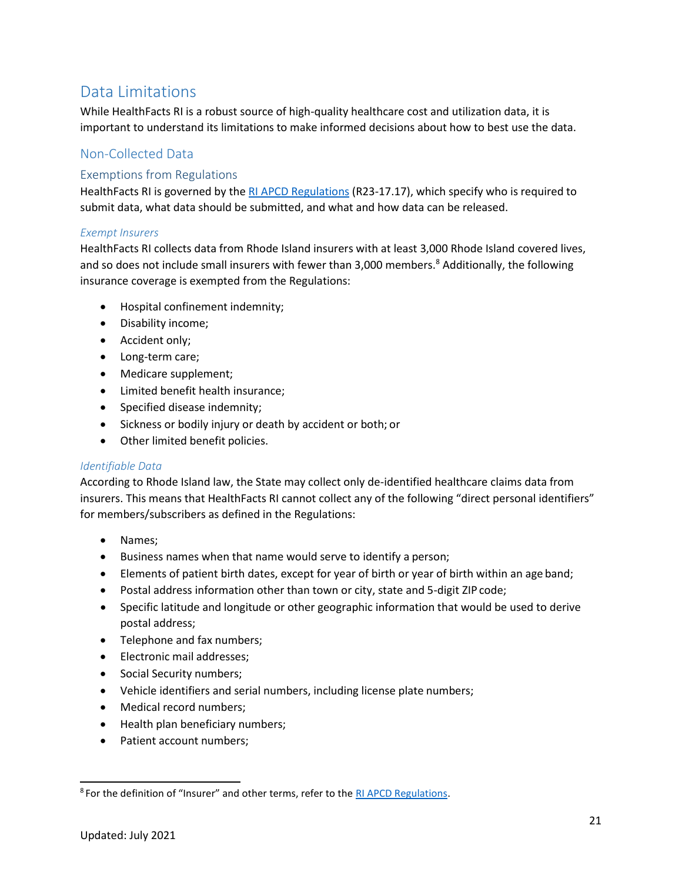## Data Limitations

While HealthFacts RI is a robust source of high-quality healthcare cost and utilization data, it is important to understand its limitations to make informed decisions about how to best use the data.

### Non-Collected Data

#### Exemptions from Regulations

HealthFacts RI is governed by the [RI APCD Regulations](RI APCD Regulations) (R23-17.17), which specify who is required to submit data, what data should be submitted, and what and how data can be released.

*Exempt Insurers*

HealthFacts RI collects data from Rhode Island insurers with at least 3,000 Rhode Island covered lives, and so does not include small insurers with fewer than 3,000 members.[8] Additionally, the following insurance coverage is exempted from the Regulations:

- Hospital confinement indemnity;
- Disability income;
- Accident only;
- Long-term care;
- Medicare supplement;
- Limited benefit health insurance;
- Specified disease indemnity;
- Sickness or bodily injury or death by accident or both; or
- Other limited benefit policies.

*Identifiable Data*

According to Rhode Island law, the State may collect only de-identified healthcare claims data from insurers. This means that HealthFacts RI cannot collect any of the following "direct personal identifiers" for members/subscribers as defined in the Regulations:

- Names;
- Business names when that name would serve to identify a person;
- Elements of patient birth dates, except for year of birth or year of birth within an age band;
- Postal address information other than town or city, state and 5-digit ZIP code;
- Specific latitude and longitude or other geographic information that would be used to derive postal address;
- Telephone and fax numbers;
- Electronic mail addresses;
- Social Security numbers;
- Vehicle identifiers and serial numbers, including license plate numbers;
- Medical record numbers;
- Health plan beneficiary numbers;
- Patient account numbers;

---

[8] For the definition of "Insurer" and other terms, refer to the RI APCD Regulations.

Updated: July 2021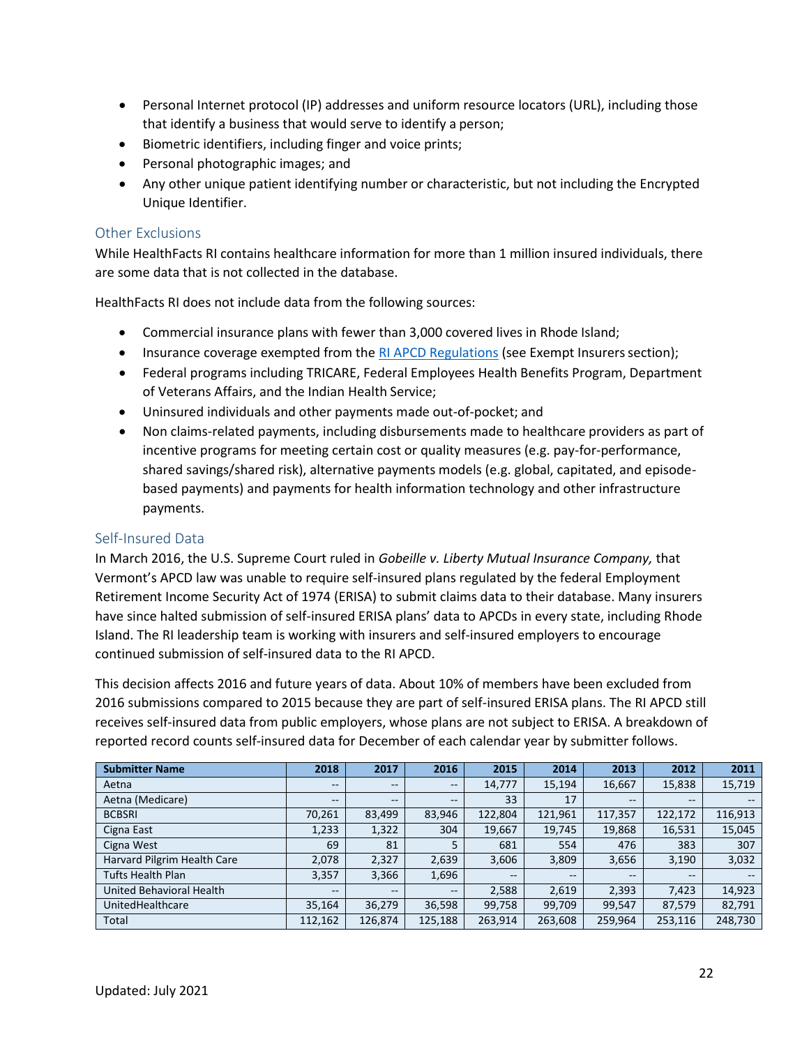- Personal Internet protocol (IP) addresses and uniform resource locators (URL), including those that identify a business that would serve to identify a person;
- Biometric identifiers, including finger and voice prints;
- Personal photographic images; and
- Any other unique patient identifying number or characteristic, but not including the Encrypted Unique Identifier.

## Other Exclusions

While HealthFacts RI contains healthcare information for more than 1 million insured individuals, there are some data that is not collected in the database.

HealthFacts RI does not include data from the following sources:

- Commercial insurance plans with fewer than 3,000 covered lives in Rhode Island;
- Insurance coverage exempted from the RI APCD Regulations (see Exempt Insurers section);
- Federal programs including TRICARE, Federal Employees Health Benefits Program, Department of Veterans Affairs, and the Indian Health Service;
- Uninsured individuals and other payments made out-of-pocket; and
- Non claims-related payments, including disbursements made to healthcare providers as part of incentive programs for meeting certain cost or quality measures (e.g. pay-for-performance, shared savings/shared risk), alternative payments models (e.g. global, capitated, and episode-based payments) and payments for health information technology and other infrastructure payments.

## Self-Insured Data

In March 2016, the U.S. Supreme Court ruled in *Gobeille v. Liberty Mutual Insurance Company,* that Vermont's APCD law was unable to require self-insured plans regulated by the federal Employment Retirement Income Security Act of 1974 (ERISA) to submit claims data to their database. Many insurers have since halted submission of self-insured ERISA plans' data to APCDs in every state, including Rhode Island. The RI leadership team is working with insurers and self-insured employers to encourage continued submission of self-insured data to the RI APCD.

This decision affects 2016 and future years of data. About 10% of members have been excluded from 2016 submissions compared to 2015 because they are part of self-insured ERISA plans. The RI APCD still receives self-insured data from public employers, whose plans are not subject to ERISA. A breakdown of reported record counts self-insured data for December of each calendar year by submitter follows.

| Submitter Name | 2018 | 2017 | 2016 | 2015 | 2014 | 2013 | 2012 | 2011 |
|---|---|---|---|---|---|---|---|---|
| Aetna | -- | -- | -- | 14,777 | 15,194 | 16,667 | 15,838 | 15,719 |
| Aetna (Medicare) | -- | -- | -- | 33 | 17 | -- | -- | -- |
| BCBSRI | 70,261 | 83,499 | 83,946 | 122,804 | 121,961 | 117,357 | 122,172 | 116,913 |
| Cigna East | 1,233 | 1,322 | 304 | 19,667 | 19,745 | 19,868 | 16,531 | 15,045 |
| Cigna West | 69 | 81 | 5 | 681 | 554 | 476 | 383 | 307 |
| Harvard Pilgrim Health Care | 2,078 | 2,327 | 2,639 | 3,606 | 3,809 | 3,656 | 3,190 | 3,032 |
| Tufts Health Plan | 3,357 | 3,366 | 1,696 | -- | -- | -- | -- | -- |
| United Behavioral Health | -- | -- | -- | 2,588 | 2,619 | 2,393 | 7,423 | 14,923 |
| UnitedHealthcare | 35,164 | 36,279 | 36,598 | 99,758 | 99,709 | 99,547 | 87,579 | 82,791 |
| Total | 112,162 | 126,874 | 125,188 | 263,914 | 263,608 | 259,964 | 253,116 | 248,730 |

Updated: July 2021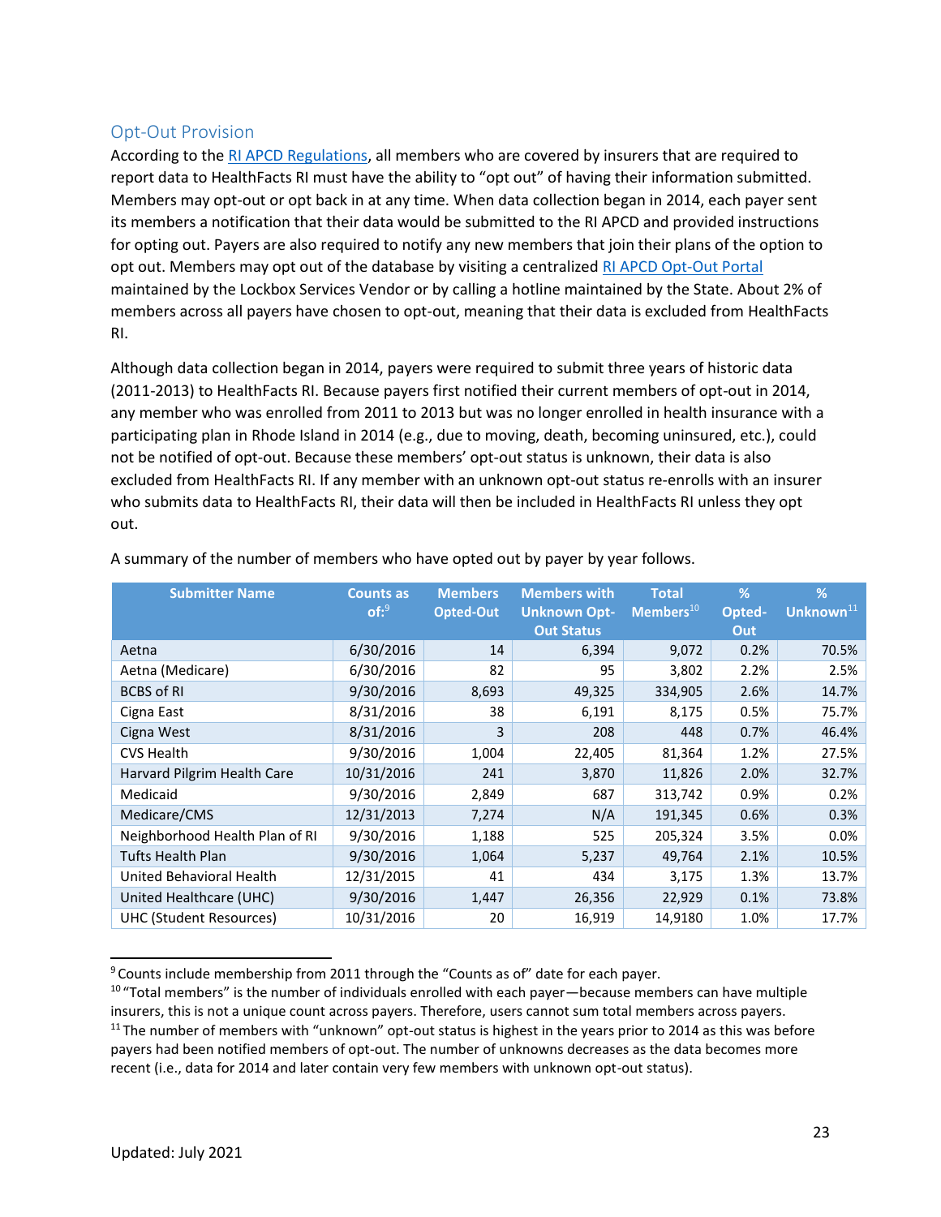## Opt-Out Provision

According to the RI APCD Regulations, all members who are covered by insurers that are required to report data to HealthFacts RI must have the ability to "opt out" of having their information submitted. Members may opt-out or opt back in at any time. When data collection began in 2014, each payer sent its members a notification that their data would be submitted to the RI APCD and provided instructions for opting out. Payers are also required to notify any new members that join their plans of the option to opt out. Members may opt out of the database by visiting a centralized RI APCD Opt-Out Portal maintained by the Lockbox Services Vendor or by calling a hotline maintained by the State. About 2% of members across all payers have chosen to opt-out, meaning that their data is excluded from HealthFacts RI.

Although data collection began in 2014, payers were required to submit three years of historic data (2011-2013) to HealthFacts RI. Because payers first notified their current members of opt-out in 2014, any member who was enrolled from 2011 to 2013 but was no longer enrolled in health insurance with a participating plan in Rhode Island in 2014 (e.g., due to moving, death, becoming uninsured, etc.), could not be notified of opt-out. Because these members' opt-out status is unknown, their data is also excluded from HealthFacts RI. If any member with an unknown opt-out status re-enrolls with an insurer who submits data to HealthFacts RI, their data will then be included in HealthFacts RI unless they opt out.

A summary of the number of members who have opted out by payer by year follows.

| Submitter Name | Counts as of:[9] | Members Opted-Out | Members with Unknown Opt-Out Status | Total Members[10] | % Opted-Out | % Unknown[11] |
|---|---|---|---|---|---|---|
| Aetna | 6/30/2016 | 14 | 6,394 | 9,072 | 0.2% | 70.5% |
| Aetna (Medicare) | 6/30/2016 | 82 | 95 | 3,802 | 2.2% | 2.5% |
| BCBS of RI | 9/30/2016 | 8,693 | 49,325 | 334,905 | 2.6% | 14.7% |
| Cigna East | 8/31/2016 | 38 | 6,191 | 8,175 | 0.5% | 75.7% |
| Cigna West | 8/31/2016 | 3 | 208 | 448 | 0.7% | 46.4% |
| CVS Health | 9/30/2016 | 1,004 | 22,405 | 81,364 | 1.2% | 27.5% |
| Harvard Pilgrim Health Care | 10/31/2016 | 241 | 3,870 | 11,826 | 2.0% | 32.7% |
| Medicaid | 9/30/2016 | 2,849 | 687 | 313,742 | 0.9% | 0.2% |
| Medicare/CMS | 12/31/2013 | 7,274 | N/A | 191,345 | 0.6% | 0.3% |
| Neighborhood Health Plan of RI | 9/30/2016 | 1,188 | 525 | 205,324 | 3.5% | 0.0% |
| Tufts Health Plan | 9/30/2016 | 1,064 | 5,237 | 49,764 | 2.1% | 10.5% |
| United Behavioral Health | 12/31/2015 | 41 | 434 | 3,175 | 1.3% | 13.7% |
| United Healthcare (UHC) | 9/30/2016 | 1,447 | 26,356 | 22,929 | 0.1% | 73.8% |
| UHC (Student Resources) | 10/31/2016 | 20 | 16,919 | 14,9180 | 1.0% | 17.7% |

[9] Counts include membership from 2011 through the "Counts as of" date for each payer.

[10] "Total members" is the number of individuals enrolled with each payer—because members can have multiple insurers, this is not a unique count across payers. Therefore, users cannot sum total members across payers.

[11] The number of members with "unknown" opt-out status is highest in the years prior to 2014 as this was before payers had been notified members of opt-out. The number of unknowns decreases as the data becomes more recent (i.e., data for 2014 and later contain very few members with unknown opt-out status).

Updated: July 2021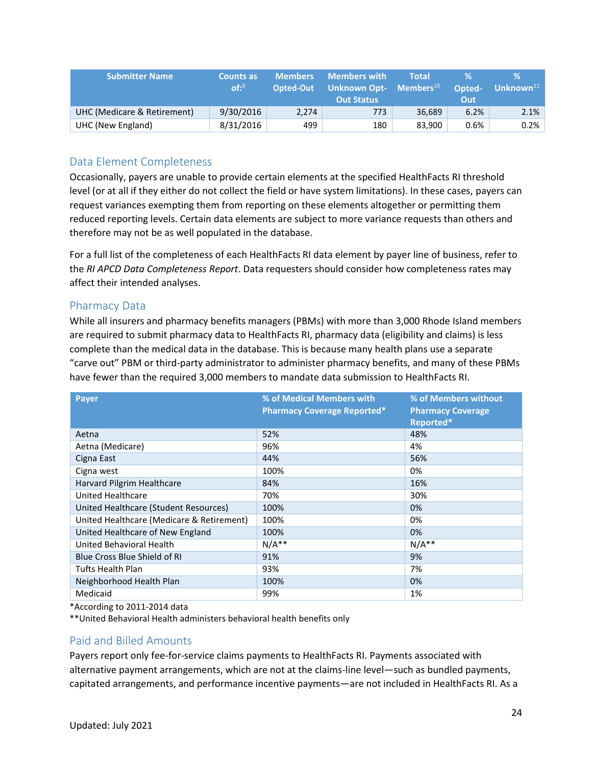| Submitter Name | Counts as of:[9] | Members Opted-Out | Members with Unknown Opt-Out Status | Total Members[10] | % Opted-Out | % Unknown[11] |
|---|---|---|---|---|---|---|
| UHC (Medicare & Retirement) | 9/30/2016 | 2,274 | 773 | 36,689 | 6.2% | 2.1% |
| UHC (New England) | 8/31/2016 | 499 | 180 | 83,900 | 0.6% | 0.2% |

## Data Element Completeness

Occasionally, payers are unable to provide certain elements at the specified HealthFacts RI threshold level (or at all if they either do not collect the field or have system limitations). In these cases, payers can request variances exempting them from reporting on these elements altogether or permitting them reduced reporting levels. Certain data elements are subject to more variance requests than others and therefore may not be as well populated in the database.

For a full list of the completeness of each HealthFacts RI data element by payer line of business, refer to the *RI APCD Data Completeness Report*. Data requesters should consider how completeness rates may affect their intended analyses.

## Pharmacy Data

While all insurers and pharmacy benefits managers (PBMs) with more than 3,000 Rhode Island members are required to submit pharmacy data to HealthFacts RI, pharmacy data (eligibility and claims) is less complete than the medical data in the database. This is because many health plans use a separate "carve out" PBM or third-party administrator to administer pharmacy benefits, and many of these PBMs have fewer than the required 3,000 members to mandate data submission to HealthFacts RI.

| Payer | % of Medical Members with Pharmacy Coverage Reported* | % of Members without Pharmacy Coverage Reported* |
|---|---|---|
| Aetna | 52% | 48% |
| Aetna (Medicare) | 96% | 4% |
| Cigna East | 44% | 56% |
| Cigna west | 100% | 0% |
| Harvard Pilgrim Healthcare | 84% | 16% |
| United Healthcare | 70% | 30% |
| United Healthcare (Student Resources) | 100% | 0% |
| United Healthcare (Medicare & Retirement) | 100% | 0% |
| United Healthcare of New England | 100% | 0% |
| United Behavioral Health | N/A** | N/A** |
| Blue Cross Blue Shield of RI | 91% | 9% |
| Tufts Health Plan | 93% | 7% |
| Neighborhood Health Plan | 100% | 0% |
| Medicaid | 99% | 1% |

*According to 2011-2014 data

**United Behavioral Health administers behavioral health benefits only

## Paid and Billed Amounts

Payers report only fee-for-service claims payments to HealthFacts RI. Payments associated with alternative payment arrangements, which are not at the claims-line level—such as bundled payments, capitated arrangements, and performance incentive payments—are not included in HealthFacts RI. As a

Updated: July 2021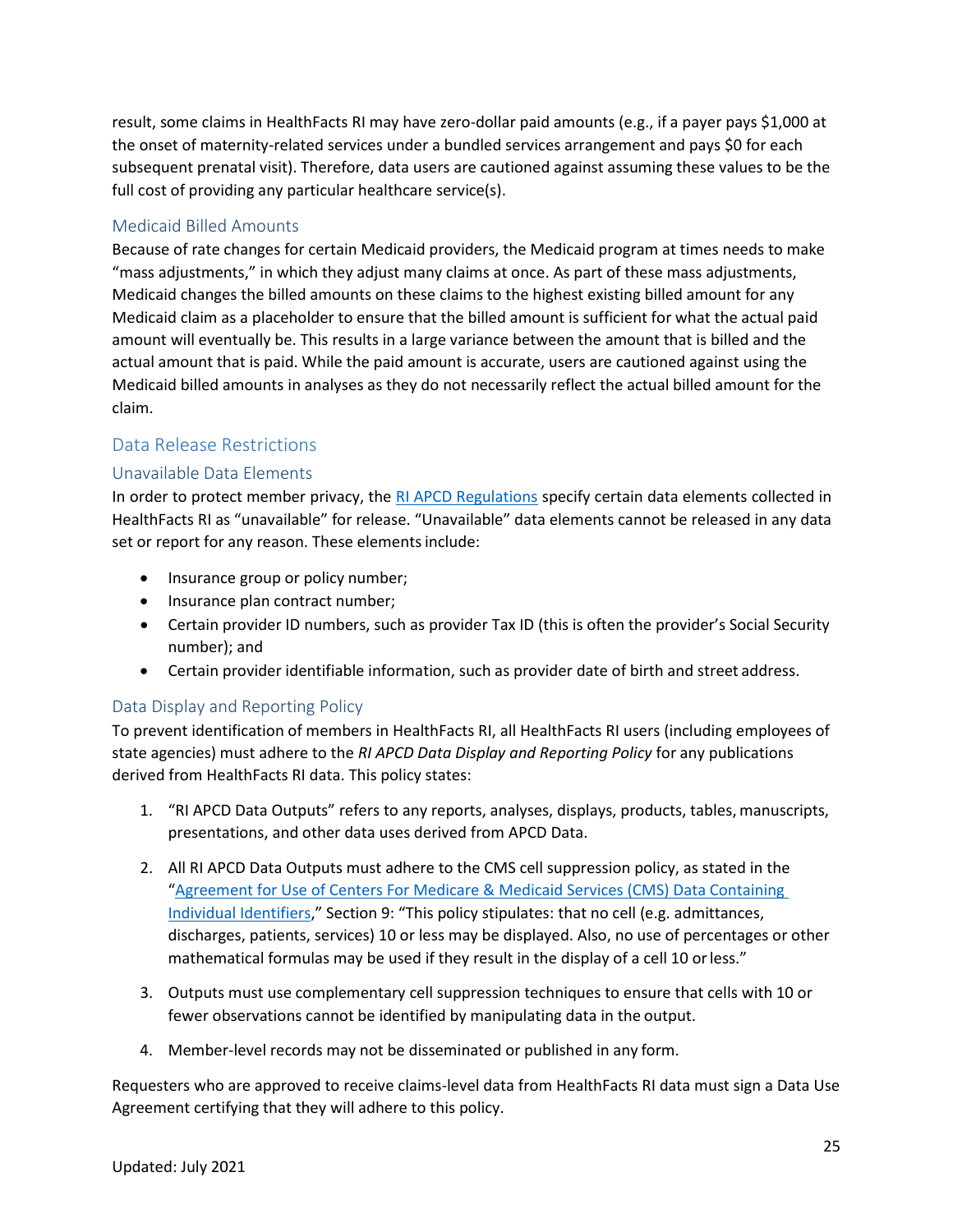result, some claims in HealthFacts RI may have zero-dollar paid amounts (e.g., if a payer pays $1,000 at the onset of maternity-related services under a bundled services arrangement and pays $0 for each subsequent prenatal visit). Therefore, data users are cautioned against assuming these values to be the full cost of providing any particular healthcare service(s).

### Medicaid Billed Amounts

Because of rate changes for certain Medicaid providers, the Medicaid program at times needs to make "mass adjustments," in which they adjust many claims at once. As part of these mass adjustments, Medicaid changes the billed amounts on these claims to the highest existing billed amount for any Medicaid claim as a placeholder to ensure that the billed amount is sufficient for what the actual paid amount will eventually be. This results in a large variance between the amount that is billed and the actual amount that is paid. While the paid amount is accurate, users are cautioned against using the Medicaid billed amounts in analyses as they do not necessarily reflect the actual billed amount for the claim.

## Data Release Restrictions

### Unavailable Data Elements

In order to protect member privacy, the [RI APCD Regulations] specify certain data elements collected in HealthFacts RI as "unavailable" for release. "Unavailable" data elements cannot be released in any data set or report for any reason. These elements include:

- Insurance group or policy number;
- Insurance plan contract number;
- Certain provider ID numbers, such as provider Tax ID (this is often the provider's Social Security number); and
- Certain provider identifiable information, such as provider date of birth and street address.

### Data Display and Reporting Policy

To prevent identification of members in HealthFacts RI, all HealthFacts RI users (including employees of state agencies) must adhere to the *RI APCD Data Display and Reporting Policy* for any publications derived from HealthFacts RI data. This policy states:

1. "RI APCD Data Outputs" refers to any reports, analyses, displays, products, tables, manuscripts, presentations, and other data uses derived from APCD Data.
2. All RI APCD Data Outputs must adhere to the CMS cell suppression policy, as stated in the "Agreement for Use of Centers For Medicare & Medicaid Services (CMS) Data Containing Individual Identifiers," Section 9: "This policy stipulates: that no cell (e.g. admittances, discharges, patients, services) 10 or less may be displayed. Also, no use of percentages or other mathematical formulas may be used if they result in the display of a cell 10 or less."
3. Outputs must use complementary cell suppression techniques to ensure that cells with 10 or fewer observations cannot be identified by manipulating data in the output.
4. Member-level records may not be disseminated or published in any form.

Requesters who are approved to receive claims-level data from HealthFacts RI data must sign a Data Use Agreement certifying that they will adhere to this policy.

Updated: July 2021